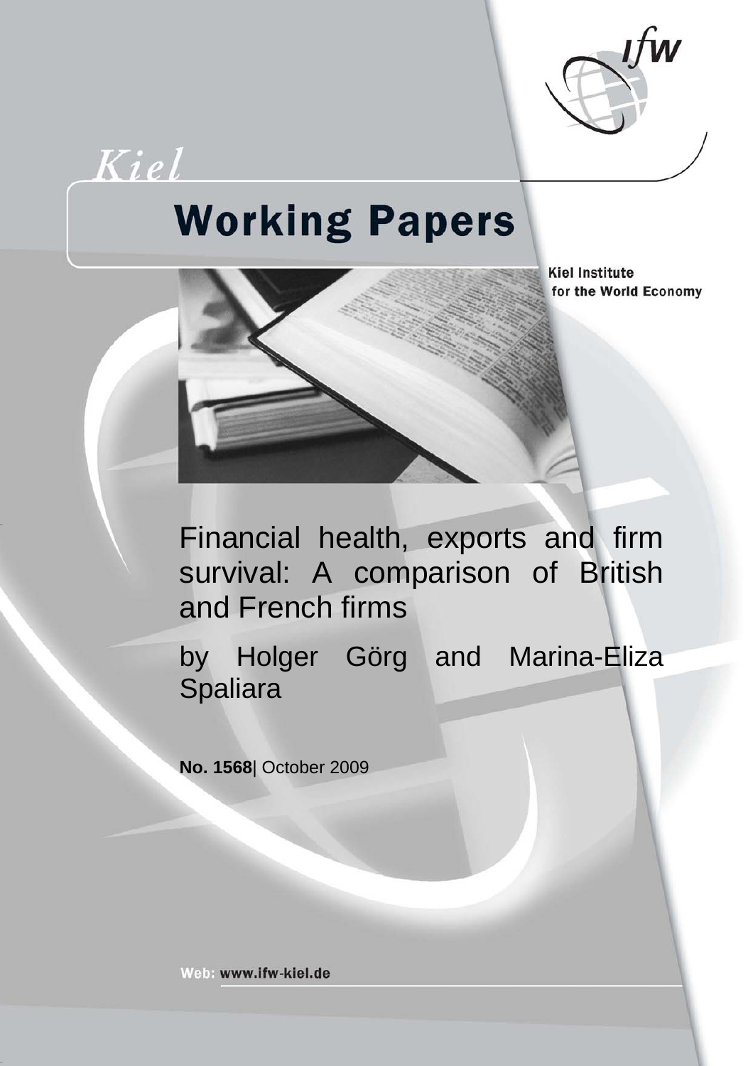Kiel

# Working Papers

Kiel Institute for the World Economy

# Financial health, exports and firm survival: A comparison of British and French firms

by Holger Görg and Marina-Eliza Spaliara

**No. 1568**| October 2009

Web: www.ifw-kiel.de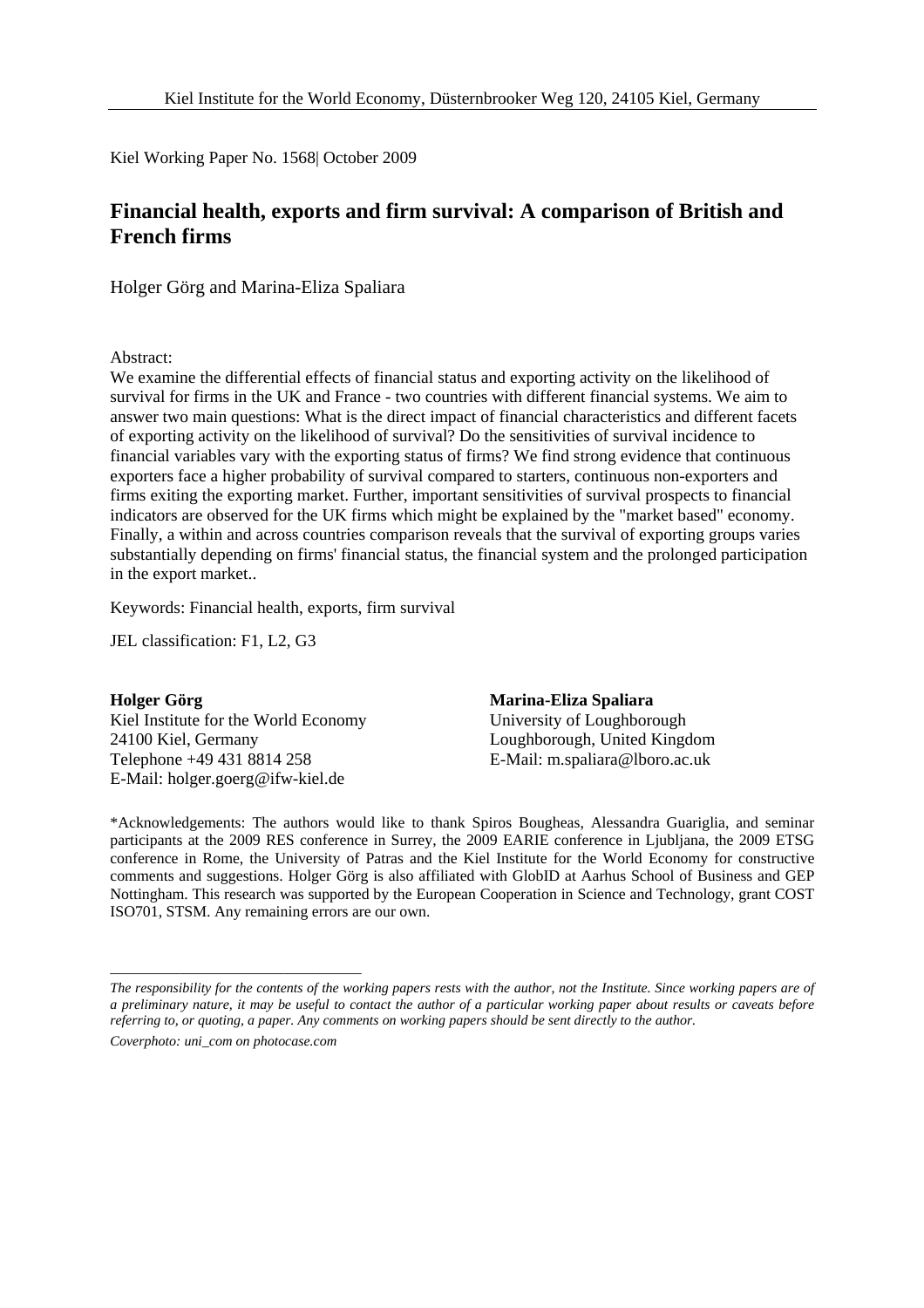Kiel Institute for the World Economy, Düsternbrooker Weg 120, 24105 Kiel, Germany

Kiel Working Paper No. 1568| October 2009

# Financial health, exports and firm survival: A comparison of British and French firms

Holger Görg and Marina-Eliza Spaliara

Abstract:

We examine the differential effects of financial status and exporting activity on the likelihood of survival for firms in the UK and France - two countries with different financial systems. We aim to answer two main questions: What is the direct impact of financial characteristics and different facets of exporting activity on the likelihood of survival? Do the sensitivities of survival incidence to financial variables vary with the exporting status of firms? We find strong evidence that continuous exporters face a higher probability of survival compared to starters, continuous non-exporters and firms exiting the exporting market. Further, important sensitivities of survival prospects to financial indicators are observed for the UK firms which might be explained by the "market based" economy. Finally, a within and across countries comparison reveals that the survival of exporting groups varies substantially depending on firms' financial status, the financial system and the prolonged participation in the export market..

Keywords: Financial health, exports, firm survival

JEL classification: F1, L2, G3

**Holger Görg**
Kiel Institute for the World Economy
24100 Kiel, Germany
Telephone +49 431 8814 258
E-Mail: holger.goerg@ifw-kiel.de

**Marina-Eliza Spaliara**
University of Loughborough
Loughborough, United Kingdom
E-Mail: m.spaliara@lboro.ac.uk

*Acknowledgements: The authors would like to thank Spiros Bougheas, Alessandra Guariglia, and seminar participants at the 2009 RES conference in Surrey, the 2009 EARIE conference in Ljubljana, the 2009 ETSG conference in Rome, the University of Patras and the Kiel Institute for the World Economy for constructive comments and suggestions. Holger Görg is also affiliated with GlobID at Aarhus School of Business and GEP Nottingham. This research was supported by the European Cooperation in Science and Technology, grant COST ISO701, STSM. Any remaining errors are our own.

---

*The responsibility for the contents of the working papers rests with the author, not the Institute. Since working papers are of a preliminary nature, it may be useful to contact the author of a particular working paper about results or caveats before referring to, or quoting, a paper. Any comments on working papers should be sent directly to the author.*

*Coverphoto: uni_com on photocase.com*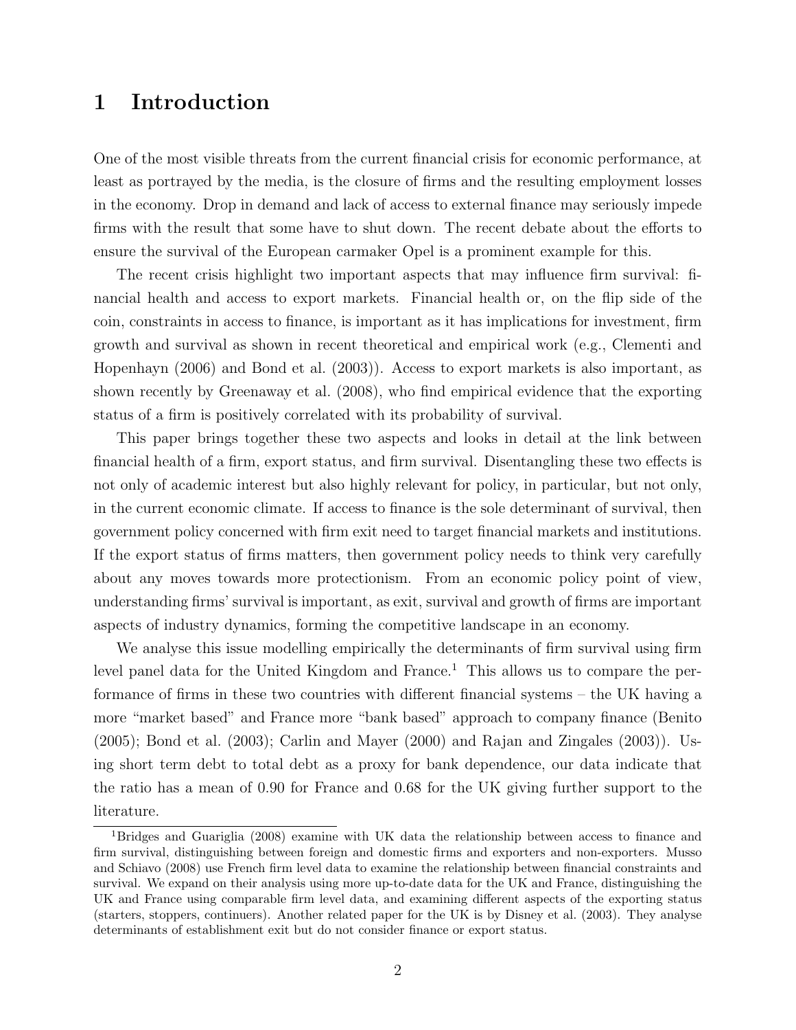# 1 Introduction

One of the most visible threats from the current financial crisis for economic performance, at least as portrayed by the media, is the closure of firms and the resulting employment losses in the economy. Drop in demand and lack of access to external finance may seriously impede firms with the result that some have to shut down. The recent debate about the efforts to ensure the survival of the European carmaker Opel is a prominent example for this.

The recent crisis highlight two important aspects that may influence firm survival: financial health and access to export markets. Financial health or, on the flip side of the coin, constraints in access to finance, is important as it has implications for investment, firm growth and survival as shown in recent theoretical and empirical work (e.g., Clementi and Hopenhayn (2006) and Bond et al. (2003)). Access to export markets is also important, as shown recently by Greenaway et al. (2008), who find empirical evidence that the exporting status of a firm is positively correlated with its probability of survival.

This paper brings together these two aspects and looks in detail at the link between financial health of a firm, export status, and firm survival. Disentangling these two effects is not only of academic interest but also highly relevant for policy, in particular, but not only, in the current economic climate. If access to finance is the sole determinant of survival, then government policy concerned with firm exit need to target financial markets and institutions. If the export status of firms matters, then government policy needs to think very carefully about any moves towards more protectionism. From an economic policy point of view, understanding firms' survival is important, as exit, survival and growth of firms are important aspects of industry dynamics, forming the competitive landscape in an economy.

We analyse this issue modelling empirically the determinants of firm survival using firm level panel data for the United Kingdom and France.[1] This allows us to compare the performance of firms in these two countries with different financial systems – the UK having a more "market based" and France more "bank based" approach to company finance (Benito (2005); Bond et al. (2003); Carlin and Mayer (2000) and Rajan and Zingales (2003)). Using short term debt to total debt as a proxy for bank dependence, our data indicate that the ratio has a mean of 0.90 for France and 0.68 for the UK giving further support to the literature.

[1] Bridges and Guariglia (2008) examine with UK data the relationship between access to finance and firm survival, distinguishing between foreign and domestic firms and exporters and non-exporters. Musso and Schiavo (2008) use French firm level data to examine the relationship between financial constraints and survival. We expand on their analysis using more up-to-date data for the UK and France, distinguishing the UK and France using comparable firm level data, and examining different aspects of the exporting status (starters, stoppers, continuers). Another related paper for the UK is by Disney et al. (2003). They analyse determinants of establishment exit but do not consider finance or export status.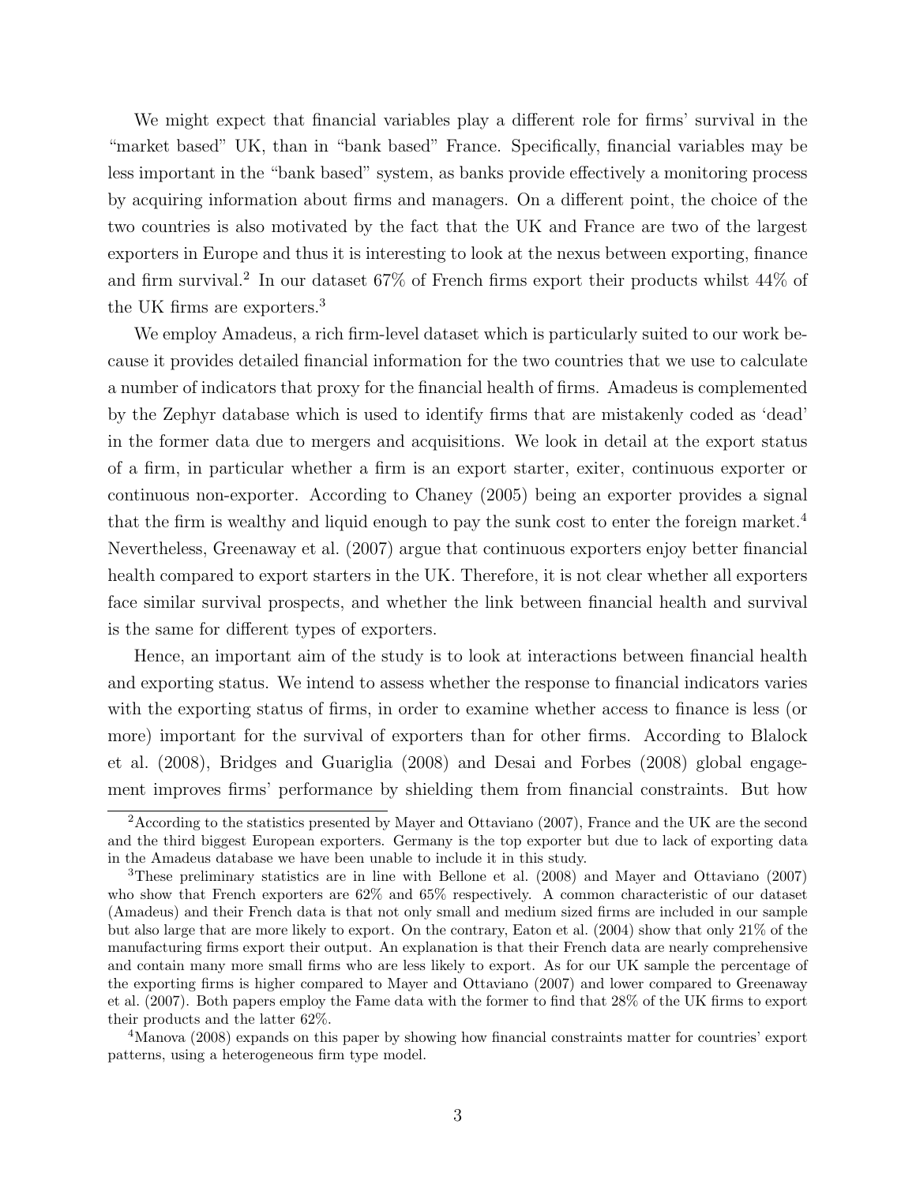We might expect that financial variables play a different role for firms' survival in the "market based" UK, than in "bank based" France. Specifically, financial variables may be less important in the "bank based" system, as banks provide effectively a monitoring process by acquiring information about firms and managers. On a different point, the choice of the two countries is also motivated by the fact that the UK and France are two of the largest exporters in Europe and thus it is interesting to look at the nexus between exporting, finance and firm survival.[2] In our dataset 67% of French firms export their products whilst 44% of the UK firms are exporters.[3]

We employ Amadeus, a rich firm-level dataset which is particularly suited to our work because it provides detailed financial information for the two countries that we use to calculate a number of indicators that proxy for the financial health of firms. Amadeus is complemented by the Zephyr database which is used to identify firms that are mistakenly coded as 'dead' in the former data due to mergers and acquisitions. We look in detail at the export status of a firm, in particular whether a firm is an export starter, exiter, continuous exporter or continuous non-exporter. According to Chaney (2005) being an exporter provides a signal that the firm is wealthy and liquid enough to pay the sunk cost to enter the foreign market.[4] Nevertheless, Greenaway et al. (2007) argue that continuous exporters enjoy better financial health compared to export starters in the UK. Therefore, it is not clear whether all exporters face similar survival prospects, and whether the link between financial health and survival is the same for different types of exporters.

Hence, an important aim of the study is to look at interactions between financial health and exporting status. We intend to assess whether the response to financial indicators varies with the exporting status of firms, in order to examine whether access to finance is less (or more) important for the survival of exporters than for other firms. According to Blalock et al. (2008), Bridges and Guariglia (2008) and Desai and Forbes (2008) global engagement improves firms' performance by shielding them from financial constraints. But how

[2] According to the statistics presented by Mayer and Ottaviano (2007), France and the UK are the second and the third biggest European exporters. Germany is the top exporter but due to lack of exporting data in the Amadeus database we have been unable to include it in this study.

[3] These preliminary statistics are in line with Bellone et al. (2008) and Mayer and Ottaviano (2007) who show that French exporters are 62% and 65% respectively. A common characteristic of our dataset (Amadeus) and their French data is that not only small and medium sized firms are included in our sample but also large that are more likely to export. On the contrary, Eaton et al. (2004) show that only 21% of the manufacturing firms export their output. An explanation is that their French data are nearly comprehensive and contain many more small firms who are less likely to export. As for our UK sample the percentage of the exporting firms is higher compared to Mayer and Ottaviano (2007) and lower compared to Greenaway et al. (2007). Both papers employ the Fame data with the former to find that 28% of the UK firms to export their products and the latter 62%.

[4] Manova (2008) expands on this paper by showing how financial constraints matter for countries' export patterns, using a heterogeneous firm type model.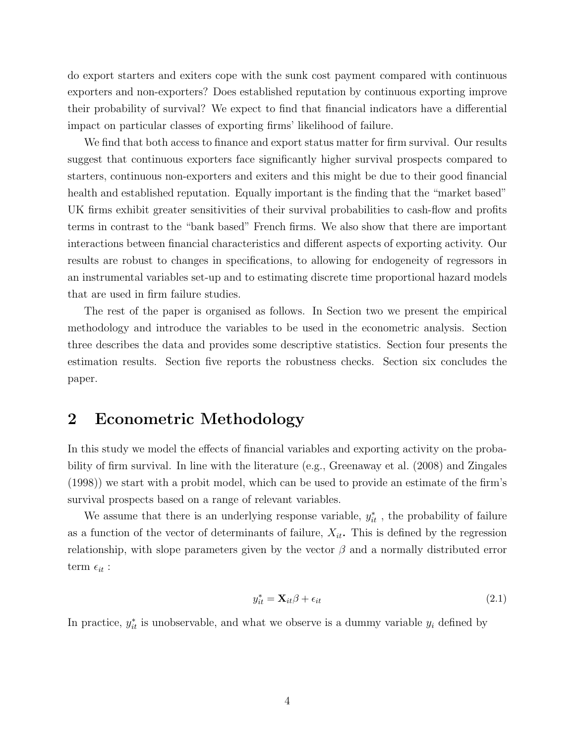do export starters and exiters cope with the sunk cost payment compared with continuous exporters and non-exporters? Does established reputation by continuous exporting improve their probability of survival? We expect to find that financial indicators have a differential impact on particular classes of exporting firms' likelihood of failure.

We find that both access to finance and export status matter for firm survival. Our results suggest that continuous exporters face significantly higher survival prospects compared to starters, continuous non-exporters and exiters and this might be due to their good financial health and established reputation. Equally important is the finding that the "market based" UK firms exhibit greater sensitivities of their survival probabilities to cash-flow and profits terms in contrast to the "bank based" French firms. We also show that there are important interactions between financial characteristics and different aspects of exporting activity. Our results are robust to changes in specifications, to allowing for endogeneity of regressors in an instrumental variables set-up and to estimating discrete time proportional hazard models that are used in firm failure studies.

The rest of the paper is organised as follows. In Section two we present the empirical methodology and introduce the variables to be used in the econometric analysis. Section three describes the data and provides some descriptive statistics. Section four presents the estimation results. Section five reports the robustness checks. Section six concludes the paper.

## 2 Econometric Methodology

In this study we model the effects of financial variables and exporting activity on the probability of firm survival. In line with the literature (e.g., Greenaway et al. (2008) and Zingales (1998)) we start with a probit model, which can be used to provide an estimate of the firm's survival prospects based on a range of relevant variables.

We assume that there is an underlying response variable, $y_{it}^*$ , the probability of failure as a function of the vector of determinants of failure, $X_{it}$. This is defined by the regression relationship, with slope parameters given by the vector $\beta$ and a normally distributed error term $\epsilon_{it}$ :

$$y_{it}^* = \mathbf{X}_{it}\beta + \epsilon_{it} \tag{2.1}$$

In practice, $y_{it}^*$ is unobservable, and what we observe is a dummy variable $y_i$ defined by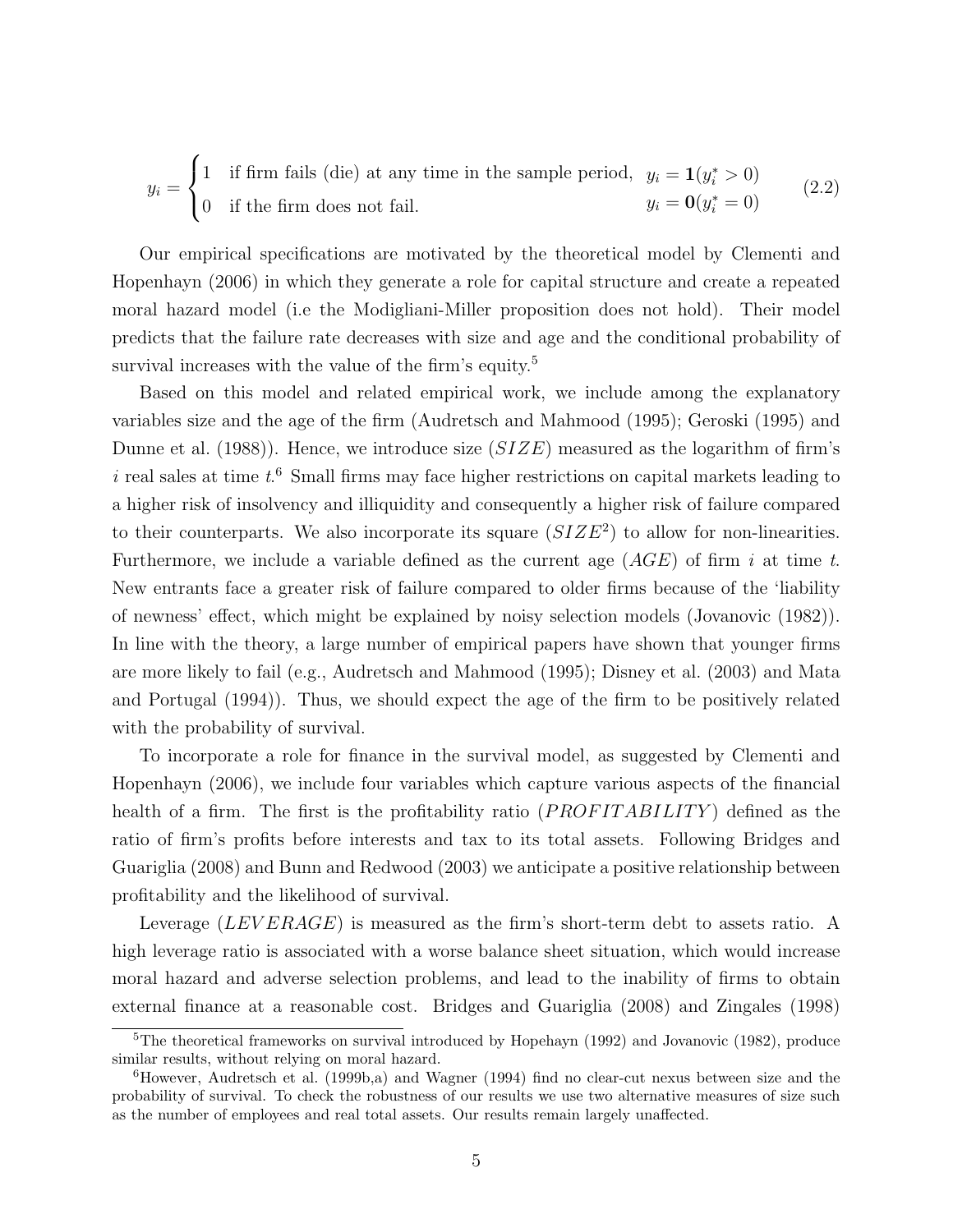$$
y_i = \begin{cases} 1 & \text{if firm fails (die) at any time in the sample period,} \quad y_i = \mathbf{1}(y_i^* > 0) \\ 0 & \text{if the firm does not fail.} \quad\quad\quad\quad\quad\quad\quad\quad\quad y_i = \mathbf{0}(y_i^* = 0) \end{cases} \tag{2.2}
$$

Our empirical specifications are motivated by the theoretical model by Clementi and Hopenhayn (2006) in which they generate a role for capital structure and create a repeated moral hazard model (i.e the Modigliani-Miller proposition does not hold). Their model predicts that the failure rate decreases with size and age and the conditional probability of survival increases with the value of the firm's equity.[5]

Based on this model and related empirical work, we include among the explanatory variables size and the age of the firm (Audretsch and Mahmood (1995); Geroski (1995) and Dunne et al. (1988)). Hence, we introduce size ($SIZE$) measured as the logarithm of firm's $i$ real sales at time $t$.[6] Small firms may face higher restrictions on capital markets leading to a higher risk of insolvency and illiquidity and consequently a higher risk of failure compared to their counterparts. We also incorporate its square ($SIZE^2$) to allow for non-linearities. Furthermore, we include a variable defined as the current age ($AGE$) of firm $i$ at time $t$. New entrants face a greater risk of failure compared to older firms because of the 'liability of newness' effect, which might be explained by noisy selection models (Jovanovic (1982)). In line with the theory, a large number of empirical papers have shown that younger firms are more likely to fail (e.g., Audretsch and Mahmood (1995); Disney et al. (2003) and Mata and Portugal (1994)). Thus, we should expect the age of the firm to be positively related with the probability of survival.

To incorporate a role for finance in the survival model, as suggested by Clementi and Hopenhayn (2006), we include four variables which capture various aspects of the financial health of a firm. The first is the profitability ratio ($PROFITABILITY$) defined as the ratio of firm's profits before interests and tax to its total assets. Following Bridges and Guariglia (2008) and Bunn and Redwood (2003) we anticipate a positive relationship between profitability and the likelihood of survival.

Leverage ($LEVERAGE$) is measured as the firm's short-term debt to assets ratio. A high leverage ratio is associated with a worse balance sheet situation, which would increase moral hazard and adverse selection problems, and lead to the inability of firms to obtain external finance at a reasonable cost. Bridges and Guariglia (2008) and Zingales (1998)

[5] The theoretical frameworks on survival introduced by Hopenhayn (1992) and Jovanovic (1982), produce similar results, without relying on moral hazard.

[6] However, Audretsch et al. (1999b,a) and Wagner (1994) find no clear-cut nexus between size and the probability of survival. To check the robustness of our results we use two alternative measures of size such as the number of employees and real total assets. Our results remain largely unaffected.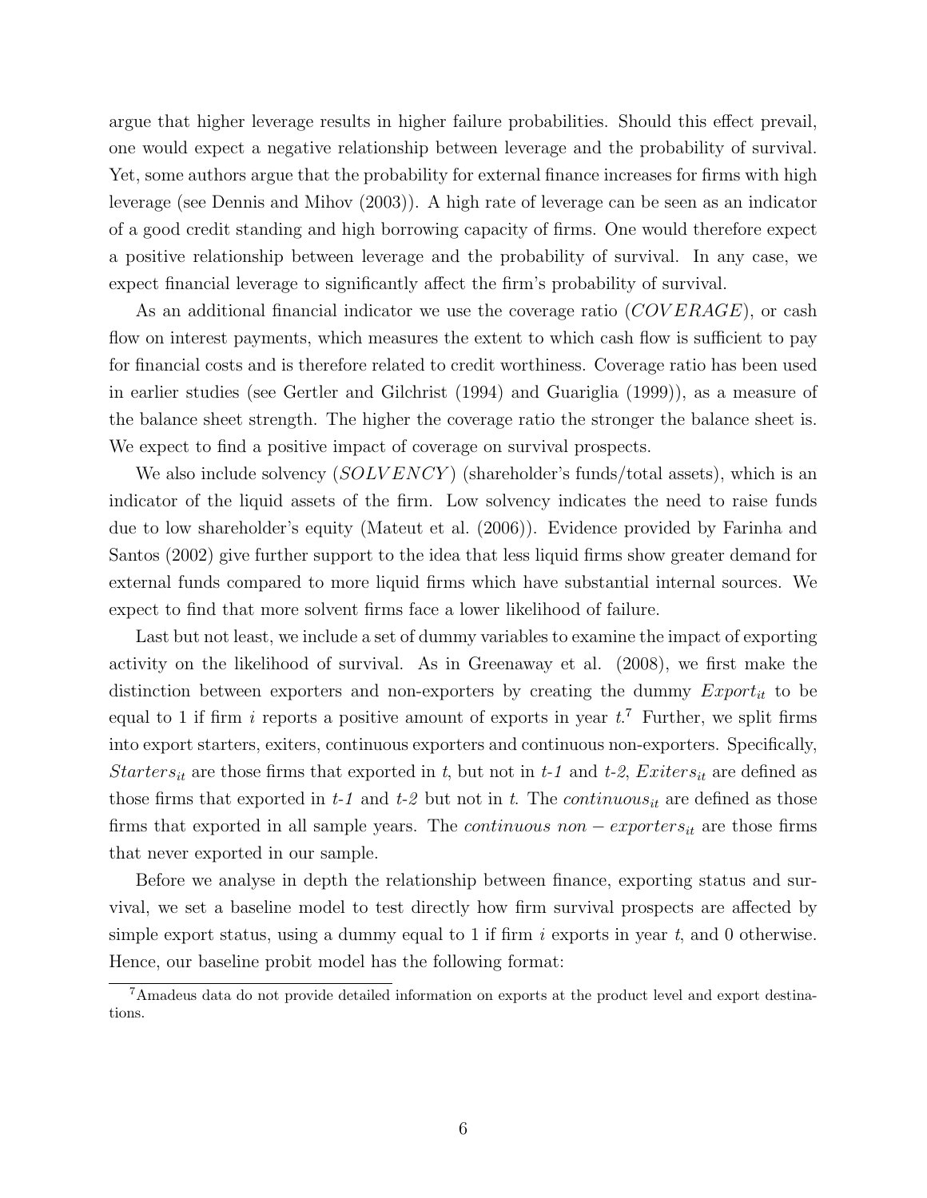argue that higher leverage results in higher failure probabilities. Should this effect prevail, one would expect a negative relationship between leverage and the probability of survival. Yet, some authors argue that the probability for external finance increases for firms with high leverage (see Dennis and Mihov (2003)). A high rate of leverage can be seen as an indicator of a good credit standing and high borrowing capacity of firms. One would therefore expect a positive relationship between leverage and the probability of survival. In any case, we expect financial leverage to significantly affect the firm's probability of survival.

As an additional financial indicator we use the coverage ratio ($COVERAGE$), or cash flow on interest payments, which measures the extent to which cash flow is sufficient to pay for financial costs and is therefore related to credit worthiness. Coverage ratio has been used in earlier studies (see Gertler and Gilchrist (1994) and Guariglia (1999)), as a measure of the balance sheet strength. The higher the coverage ratio the stronger the balance sheet is. We expect to find a positive impact of coverage on survival prospects.

We also include solvency ($SOLVENCY$) (shareholder's funds/total assets), which is an indicator of the liquid assets of the firm. Low solvency indicates the need to raise funds due to low shareholder's equity (Mateut et al. (2006)). Evidence provided by Farinha and Santos (2002) give further support to the idea that less liquid firms show greater demand for external funds compared to more liquid firms which have substantial internal sources. We expect to find that more solvent firms face a lower likelihood of failure.

Last but not least, we include a set of dummy variables to examine the impact of exporting activity on the likelihood of survival. As in Greenaway et al. (2008), we first make the distinction between exporters and non-exporters by creating the dummy $Export_{it}$ to be equal to 1 if firm $i$ reports a positive amount of exports in year $t$.[7] Further, we split firms into export starters, exiters, continuous exporters and continuous non-exporters. Specifically, $Starters_{it}$ are those firms that exported in $t$, but not in $t$-$1$ and $t$-$2$, $Exiters_{it}$ are defined as those firms that exported in $t$-$1$ and $t$-$2$ but not in $t$. The $continuous_{it}$ are defined as those firms that exported in all sample years. The $continuous\ non-exporters_{it}$ are those firms that never exported in our sample.

Before we analyse in depth the relationship between finance, exporting status and survival, we set a baseline model to test directly how firm survival prospects are affected by simple export status, using a dummy equal to 1 if firm $i$ exports in year $t$, and 0 otherwise. Hence, our baseline probit model has the following format:

[7] Amadeus data do not provide detailed information on exports at the product level and export destinations.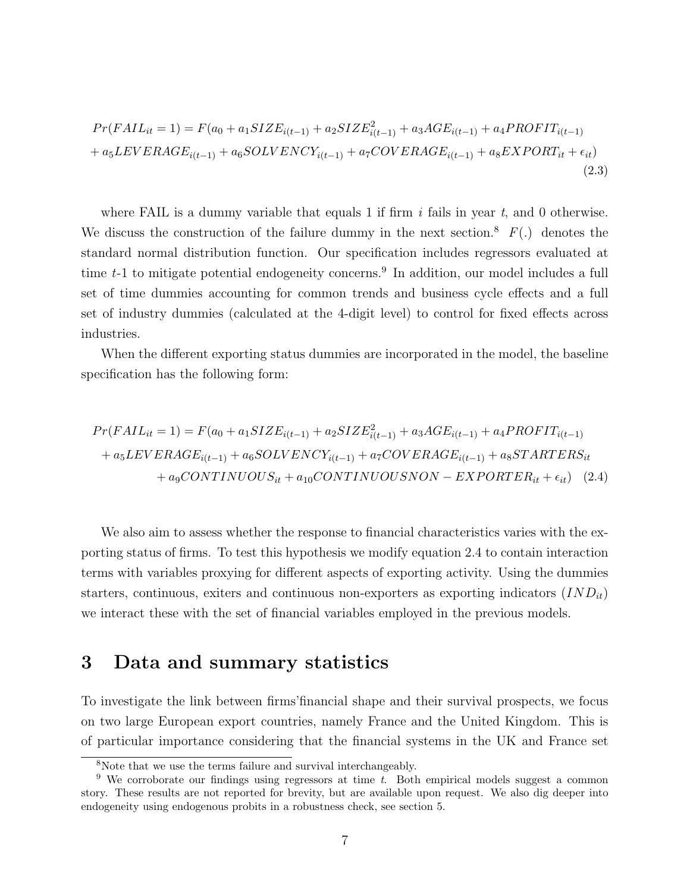$$Pr(FAIL_{it} = 1) = F(a_0 + a_1 SIZE_{i(t-1)} + a_2 SIZE^2_{i(t-1)} + a_3 AGE_{i(t-1)} + a_4 PROFIT_{i(t-1)} + a_5 LEVERAGE_{i(t-1)} + a_6 SOLVENCY_{i(t-1)} + a_7 COVERAGE_{i(t-1)} + a_8 EXPORT_{it} + \epsilon_{it}) \tag{2.3}$$

where FAIL is a dummy variable that equals 1 if firm $i$ fails in year $t$, and 0 otherwise. We discuss the construction of the failure dummy in the next section.[8] $F(.)$ denotes the standard normal distribution function. Our specification includes regressors evaluated at time $t$-1 to mitigate potential endogeneity concerns.[9] In addition, our model includes a full set of time dummies accounting for common trends and business cycle effects and a full set of industry dummies (calculated at the 4-digit level) to control for fixed effects across industries.

When the different exporting status dummies are incorporated in the model, the baseline specification has the following form:

$$Pr(FAIL_{it} = 1) = F(a_0 + a_1 SIZE_{i(t-1)} + a_2 SIZE^2_{i(t-1)} + a_3 AGE_{i(t-1)} + a_4 PROFIT_{i(t-1)} + a_5 LEVERAGE_{i(t-1)} + a_6 SOLVENCY_{i(t-1)} + a_7 COVERAGE_{i(t-1)} + a_8 STARTERS_{it} + a_9 CONTINUOUS_{it} + a_{10} CONTINUOUSNON-EXPORTER_{it} + \epsilon_{it}) \tag{2.4}$$

We also aim to assess whether the response to financial characteristics varies with the exporting status of firms. To test this hypothesis we modify equation 2.4 to contain interaction terms with variables proxying for different aspects of exporting activity. Using the dummies starters, continuous, exiters and continuous non-exporters as exporting indicators ($IND_{it}$) we interact these with the set of financial variables employed in the previous models.

# 3 Data and summary statistics

To investigate the link between firms'financial shape and their survival prospects, we focus on two large European export countries, namely France and the United Kingdom. This is of particular importance considering that the financial systems in the UK and France set

[8] Note that we use the terms failure and survival interchangeably.

[9] We corroborate our findings using regressors at time $t$. Both empirical models suggest a common story. These results are not reported for brevity, but are available upon request. We also dig deeper into endogeneity using endogenous probits in a robustness check, see section 5.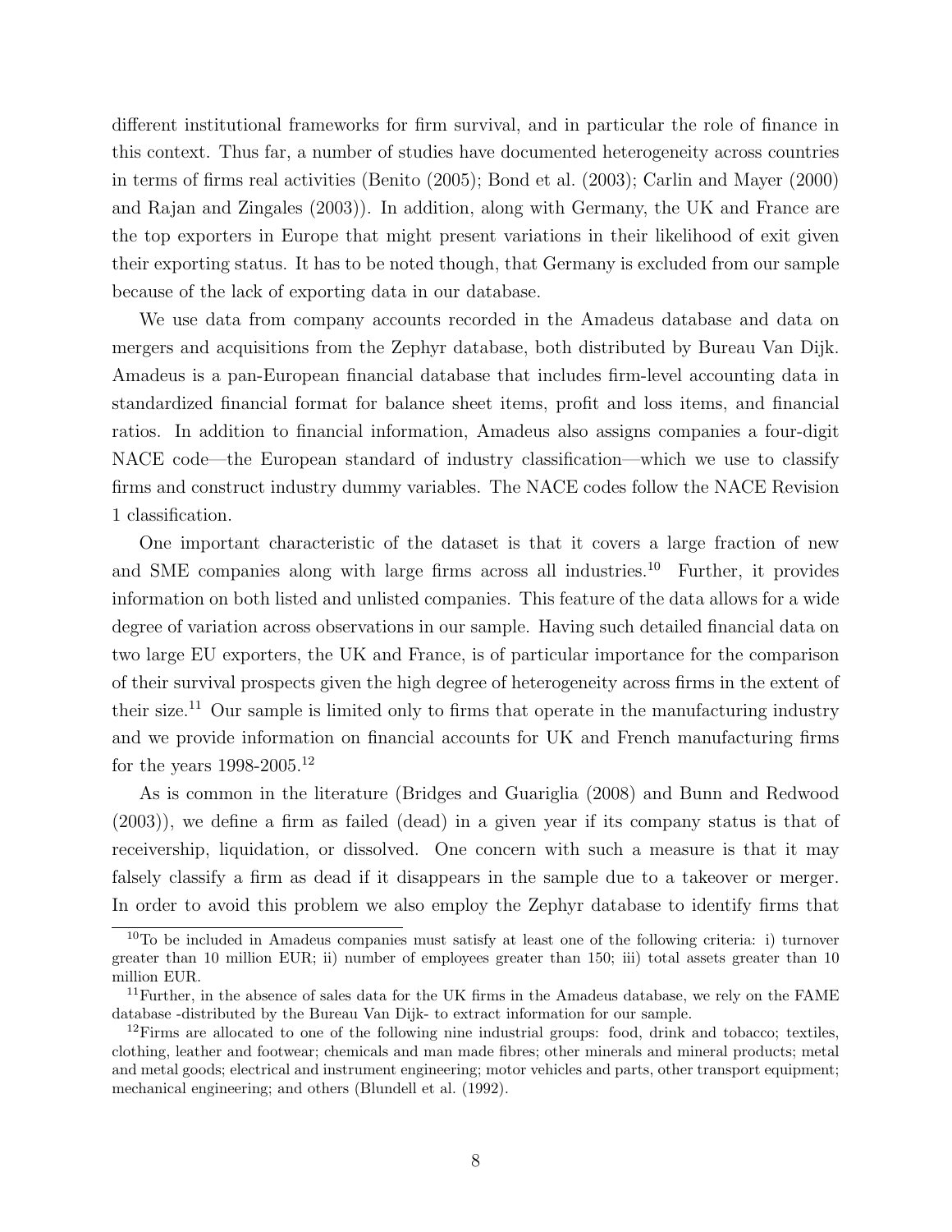different institutional frameworks for firm survival, and in particular the role of finance in this context. Thus far, a number of studies have documented heterogeneity across countries in terms of firms real activities (Benito (2005); Bond et al. (2003); Carlin and Mayer (2000) and Rajan and Zingales (2003)). In addition, along with Germany, the UK and France are the top exporters in Europe that might present variations in their likelihood of exit given their exporting status. It has to be noted though, that Germany is excluded from our sample because of the lack of exporting data in our database.

We use data from company accounts recorded in the Amadeus database and data on mergers and acquisitions from the Zephyr database, both distributed by Bureau Van Dijk. Amadeus is a pan-European financial database that includes firm-level accounting data in standardized financial format for balance sheet items, profit and loss items, and financial ratios. In addition to financial information, Amadeus also assigns companies a four-digit NACE code—the European standard of industry classification—which we use to classify firms and construct industry dummy variables. The NACE codes follow the NACE Revision 1 classification.

One important characteristic of the dataset is that it covers a large fraction of new and SME companies along with large firms across all industries.[10] Further, it provides information on both listed and unlisted companies. This feature of the data allows for a wide degree of variation across observations in our sample. Having such detailed financial data on two large EU exporters, the UK and France, is of particular importance for the comparison of their survival prospects given the high degree of heterogeneity across firms in the extent of their size.[11] Our sample is limited only to firms that operate in the manufacturing industry and we provide information on financial accounts for UK and French manufacturing firms for the years 1998-2005.[12]

As is common in the literature (Bridges and Guariglia (2008) and Bunn and Redwood (2003)), we define a firm as failed (dead) in a given year if its company status is that of receivership, liquidation, or dissolved. One concern with such a measure is that it may falsely classify a firm as dead if it disappears in the sample due to a takeover or merger. In order to avoid this problem we also employ the Zephyr database to identify firms that

---

[10] To be included in Amadeus companies must satisfy at least one of the following criteria: i) turnover greater than 10 million EUR; ii) number of employees greater than 150; iii) total assets greater than 10 million EUR.

[11] Further, in the absence of sales data for the UK firms in the Amadeus database, we rely on the FAME database -distributed by the Bureau Van Dijk- to extract information for our sample.

[12] Firms are allocated to one of the following nine industrial groups: food, drink and tobacco; textiles, clothing, leather and footwear; chemicals and man made fibres; other minerals and mineral products; metal and metal goods; electrical and instrument engineering; motor vehicles and parts, other transport equipment; mechanical engineering; and others (Blundell et al. (1992).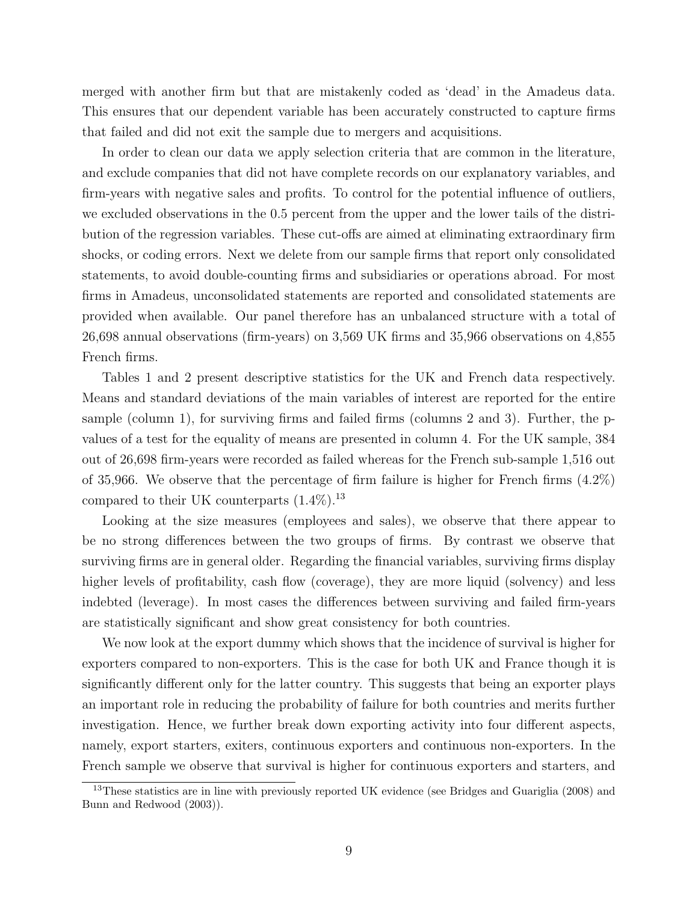merged with another firm but that are mistakenly coded as 'dead' in the Amadeus data. This ensures that our dependent variable has been accurately constructed to capture firms that failed and did not exit the sample due to mergers and acquisitions.

In order to clean our data we apply selection criteria that are common in the literature, and exclude companies that did not have complete records on our explanatory variables, and firm-years with negative sales and profits. To control for the potential influence of outliers, we excluded observations in the 0.5 percent from the upper and the lower tails of the distribution of the regression variables. These cut-offs are aimed at eliminating extraordinary firm shocks, or coding errors. Next we delete from our sample firms that report only consolidated statements, to avoid double-counting firms and subsidiaries or operations abroad. For most firms in Amadeus, unconsolidated statements are reported and consolidated statements are provided when available. Our panel therefore has an unbalanced structure with a total of 26,698 annual observations (firm-years) on 3,569 UK firms and 35,966 observations on 4,855 French firms.

Tables 1 and 2 present descriptive statistics for the UK and French data respectively. Means and standard deviations of the main variables of interest are reported for the entire sample (column 1), for surviving firms and failed firms (columns 2 and 3). Further, the p-values of a test for the equality of means are presented in column 4. For the UK sample, 384 out of 26,698 firm-years were recorded as failed whereas for the French sub-sample 1,516 out of 35,966. We observe that the percentage of firm failure is higher for French firms (4.2%) compared to their UK counterparts (1.4%).[13]

Looking at the size measures (employees and sales), we observe that there appear to be no strong differences between the two groups of firms. By contrast we observe that surviving firms are in general older. Regarding the financial variables, surviving firms display higher levels of profitability, cash flow (coverage), they are more liquid (solvency) and less indebted (leverage). In most cases the differences between surviving and failed firm-years are statistically significant and show great consistency for both countries.

We now look at the export dummy which shows that the incidence of survival is higher for exporters compared to non-exporters. This is the case for both UK and France though it is significantly different only for the latter country. This suggests that being an exporter plays an important role in reducing the probability of failure for both countries and merits further investigation. Hence, we further break down exporting activity into four different aspects, namely, export starters, exiters, continuous exporters and continuous non-exporters. In the French sample we observe that survival is higher for continuous exporters and starters, and

[13]These statistics are in line with previously reported UK evidence (see Bridges and Guariglia (2008) and Bunn and Redwood (2003)).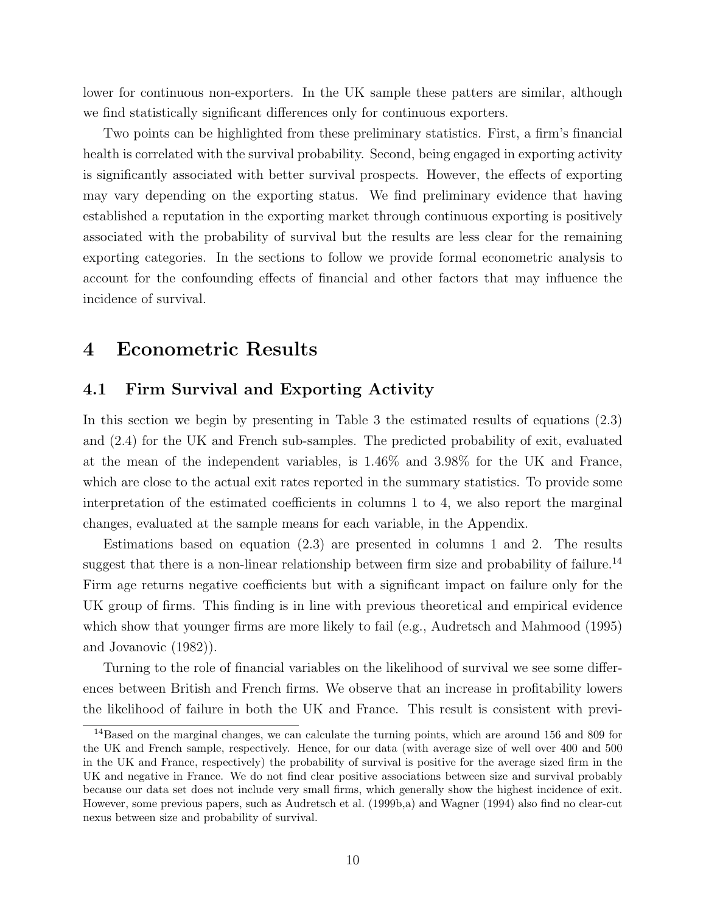lower for continuous non-exporters. In the UK sample these patters are similar, although we find statistically significant differences only for continuous exporters.

Two points can be highlighted from these preliminary statistics. First, a firm's financial health is correlated with the survival probability. Second, being engaged in exporting activity is significantly associated with better survival prospects. However, the effects of exporting may vary depending on the exporting status. We find preliminary evidence that having established a reputation in the exporting market through continuous exporting is positively associated with the probability of survival but the results are less clear for the remaining exporting categories. In the sections to follow we provide formal econometric analysis to account for the confounding effects of financial and other factors that may influence the incidence of survival.

# 4 Econometric Results

## 4.1 Firm Survival and Exporting Activity

In this section we begin by presenting in Table 3 the estimated results of equations (2.3) and (2.4) for the UK and French sub-samples. The predicted probability of exit, evaluated at the mean of the independent variables, is 1.46% and 3.98% for the UK and France, which are close to the actual exit rates reported in the summary statistics. To provide some interpretation of the estimated coefficients in columns 1 to 4, we also report the marginal changes, evaluated at the sample means for each variable, in the Appendix.

Estimations based on equation (2.3) are presented in columns 1 and 2. The results suggest that there is a non-linear relationship between firm size and probability of failure.[14] Firm age returns negative coefficients but with a significant impact on failure only for the UK group of firms. This finding is in line with previous theoretical and empirical evidence which show that younger firms are more likely to fail (e.g., Audretsch and Mahmood (1995) and Jovanovic (1982)).

Turning to the role of financial variables on the likelihood of survival we see some differences between British and French firms. We observe that an increase in profitability lowers the likelihood of failure in both the UK and France. This result is consistent with previ-

[14] Based on the marginal changes, we can calculate the turning points, which are around 156 and 809 for the UK and French sample, respectively. Hence, for our data (with average size of well over 400 and 500 in the UK and France, respectively) the probability of survival is positive for the average sized firm in the UK and negative in France. We do not find clear positive associations between size and survival probably because our data set does not include very small firms, which generally show the highest incidence of exit. However, some previous papers, such as Audretsch et al. (1999b,a) and Wagner (1994) also find no clear-cut nexus between size and probability of survival.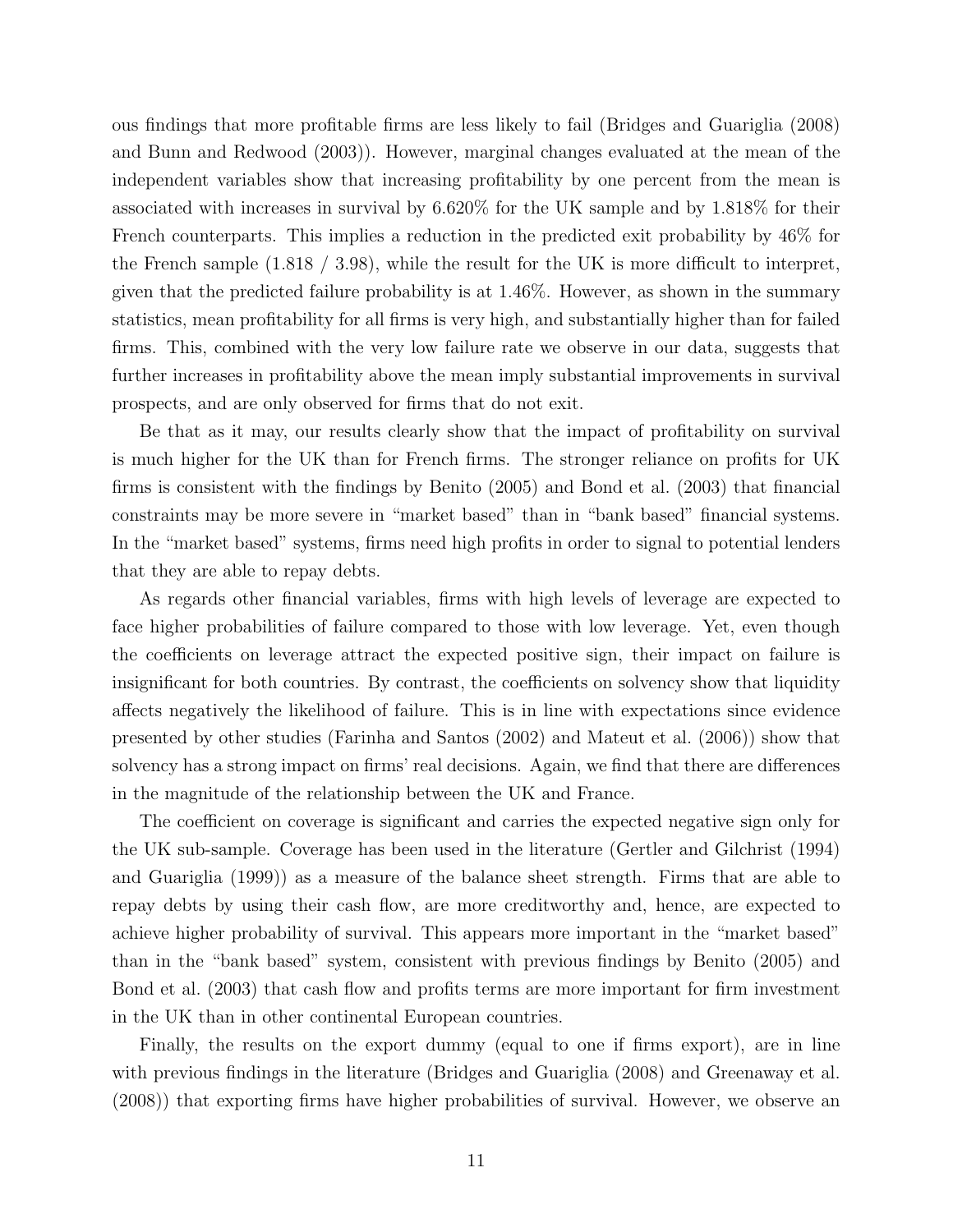ous findings that more profitable firms are less likely to fail (Bridges and Guariglia (2008) and Bunn and Redwood (2003)). However, marginal changes evaluated at the mean of the independent variables show that increasing profitability by one percent from the mean is associated with increases in survival by 6.620% for the UK sample and by 1.818% for their French counterparts. This implies a reduction in the predicted exit probability by 46% for the French sample (1.818 / 3.98), while the result for the UK is more difficult to interpret, given that the predicted failure probability is at 1.46%. However, as shown in the summary statistics, mean profitability for all firms is very high, and substantially higher than for failed firms. This, combined with the very low failure rate we observe in our data, suggests that further increases in profitability above the mean imply substantial improvements in survival prospects, and are only observed for firms that do not exit.

Be that as it may, our results clearly show that the impact of profitability on survival is much higher for the UK than for French firms. The stronger reliance on profits for UK firms is consistent with the findings by Benito (2005) and Bond et al. (2003) that financial constraints may be more severe in "market based" than in "bank based" financial systems. In the "market based" systems, firms need high profits in order to signal to potential lenders that they are able to repay debts.

As regards other financial variables, firms with high levels of leverage are expected to face higher probabilities of failure compared to those with low leverage. Yet, even though the coefficients on leverage attract the expected positive sign, their impact on failure is insignificant for both countries. By contrast, the coefficients on solvency show that liquidity affects negatively the likelihood of failure. This is in line with expectations since evidence presented by other studies (Farinha and Santos (2002) and Mateut et al. (2006)) show that solvency has a strong impact on firms' real decisions. Again, we find that there are differences in the magnitude of the relationship between the UK and France.

The coefficient on coverage is significant and carries the expected negative sign only for the UK sub-sample. Coverage has been used in the literature (Gertler and Gilchrist (1994) and Guariglia (1999)) as a measure of the balance sheet strength. Firms that are able to repay debts by using their cash flow, are more creditworthy and, hence, are expected to achieve higher probability of survival. This appears more important in the "market based" than in the "bank based" system, consistent with previous findings by Benito (2005) and Bond et al. (2003) that cash flow and profits terms are more important for firm investment in the UK than in other continental European countries.

Finally, the results on the export dummy (equal to one if firms export), are in line with previous findings in the literature (Bridges and Guariglia (2008) and Greenaway et al. (2008)) that exporting firms have higher probabilities of survival. However, we observe an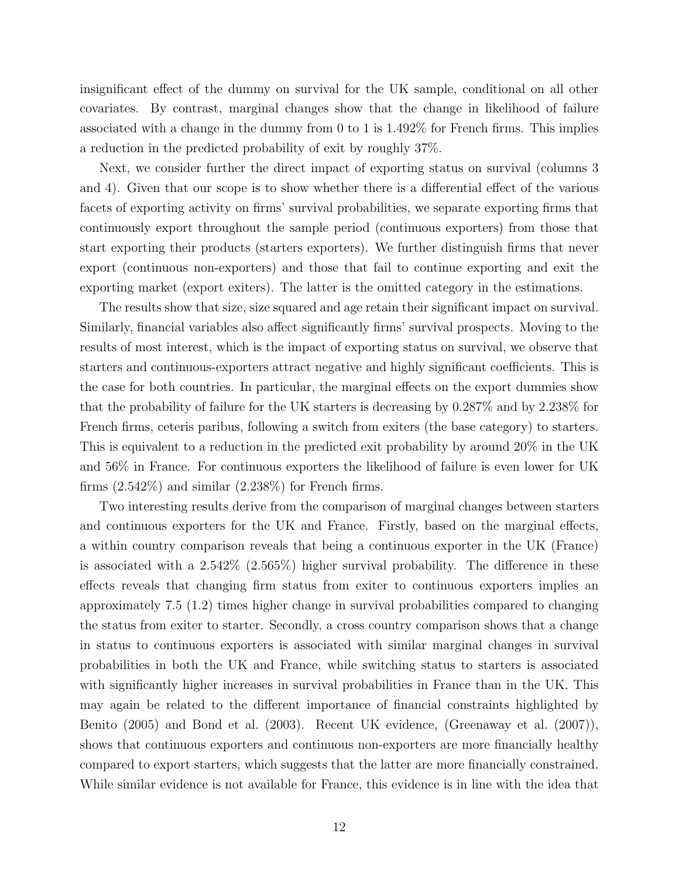insignificant effect of the dummy on survival for the UK sample, conditional on all other covariates. By contrast, marginal changes show that the change in likelihood of failure associated with a change in the dummy from 0 to 1 is 1.492% for French firms. This implies a reduction in the predicted probability of exit by roughly 37%.

Next, we consider further the direct impact of exporting status on survival (columns 3 and 4). Given that our scope is to show whether there is a differential effect of the various facets of exporting activity on firms' survival probabilities, we separate exporting firms that continuously export throughout the sample period (continuous exporters) from those that start exporting their products (starters exporters). We further distinguish firms that never export (continuous non-exporters) and those that fail to continue exporting and exit the exporting market (export exiters). The latter is the omitted category in the estimations.

The results show that size, size squared and age retain their significant impact on survival. Similarly, financial variables also affect significantly firms' survival prospects. Moving to the results of most interest, which is the impact of exporting status on survival, we observe that starters and continuous-exporters attract negative and highly significant coefficients. This is the case for both countries. In particular, the marginal effects on the export dummies show that the probability of failure for the UK starters is decreasing by 0.287% and by 2.238% for French firms, ceteris paribus, following a switch from exiters (the base category) to starters. This is equivalent to a reduction in the predicted exit probability by around 20% in the UK and 56% in France. For continuous exporters the likelihood of failure is even lower for UK firms (2.542%) and similar (2.238%) for French firms.

Two interesting results derive from the comparison of marginal changes between starters and continuous exporters for the UK and France. Firstly, based on the marginal effects, a within country comparison reveals that being a continuous exporter in the UK (France) is associated with a 2.542% (2.565%) higher survival probability. The difference in these effects reveals that changing firm status from exiter to continuous exporters implies an approximately 7.5 (1.2) times higher change in survival probabilities compared to changing the status from exiter to starter. Secondly, a cross country comparison shows that a change in status to continuous exporters is associated with similar marginal changes in survival probabilities in both the UK and France, while switching status to starters is associated with significantly higher increases in survival probabilities in France than in the UK. This may again be related to the different importance of financial constraints highlighted by Benito (2005) and Bond et al. (2003). Recent UK evidence, (Greenaway et al. (2007)), shows that continuous exporters and continuous non-exporters are more financially healthy compared to export starters, which suggests that the latter are more financially constrained. While similar evidence is not available for France, this evidence is in line with the idea that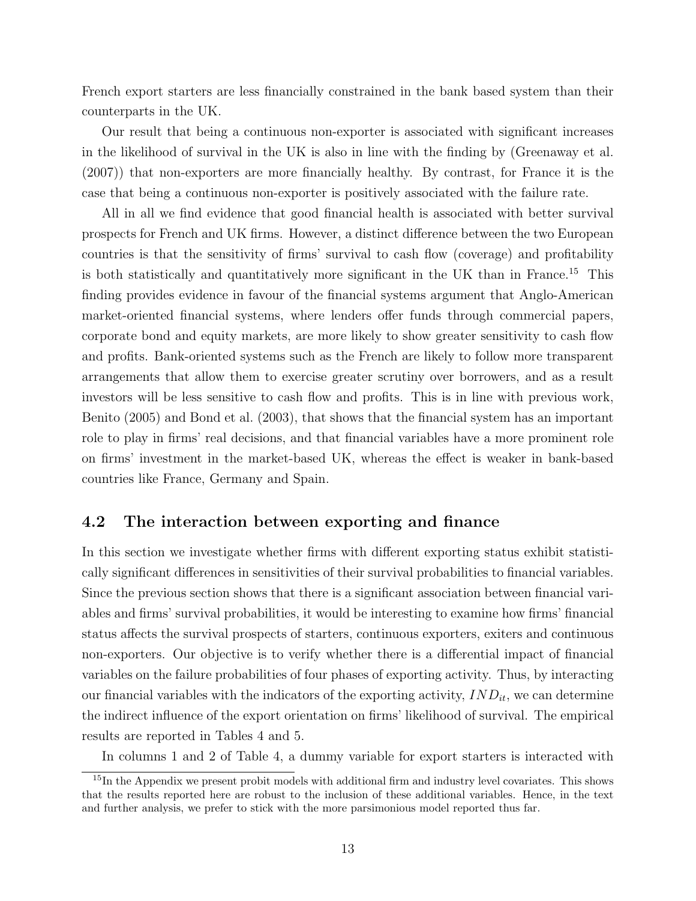French export starters are less financially constrained in the bank based system than their counterparts in the UK.

Our result that being a continuous non-exporter is associated with significant increases in the likelihood of survival in the UK is also in line with the finding by (Greenaway et al. (2007)) that non-exporters are more financially healthy. By contrast, for France it is the case that being a continuous non-exporter is positively associated with the failure rate.

All in all we find evidence that good financial health is associated with better survival prospects for French and UK firms. However, a distinct difference between the two European countries is that the sensitivity of firms' survival to cash flow (coverage) and profitability is both statistically and quantitatively more significant in the UK than in France.[15] This finding provides evidence in favour of the financial systems argument that Anglo-American market-oriented financial systems, where lenders offer funds through commercial papers, corporate bond and equity markets, are more likely to show greater sensitivity to cash flow and profits. Bank-oriented systems such as the French are likely to follow more transparent arrangements that allow them to exercise greater scrutiny over borrowers, and as a result investors will be less sensitive to cash flow and profits. This is in line with previous work, Benito (2005) and Bond et al. (2003), that shows that the financial system has an important role to play in firms' real decisions, and that financial variables have a more prominent role on firms' investment in the market-based UK, whereas the effect is weaker in bank-based countries like France, Germany and Spain.

## 4.2 The interaction between exporting and finance

In this section we investigate whether firms with different exporting status exhibit statistically significant differences in sensitivities of their survival probabilities to financial variables. Since the previous section shows that there is a significant association between financial variables and firms' survival probabilities, it would be interesting to examine how firms' financial status affects the survival prospects of starters, continuous exporters, exiters and continuous non-exporters. Our objective is to verify whether there is a differential impact of financial variables on the failure probabilities of four phases of exporting activity. Thus, by interacting our financial variables with the indicators of the exporting activity, $IND_{it}$, we can determine the indirect influence of the export orientation on firms' likelihood of survival. The empirical results are reported in Tables 4 and 5.

In columns 1 and 2 of Table 4, a dummy variable for export starters is interacted with

[15] In the Appendix we present probit models with additional firm and industry level covariates. This shows that the results reported here are robust to the inclusion of these additional variables. Hence, in the text and further analysis, we prefer to stick with the more parsimonious model reported thus far.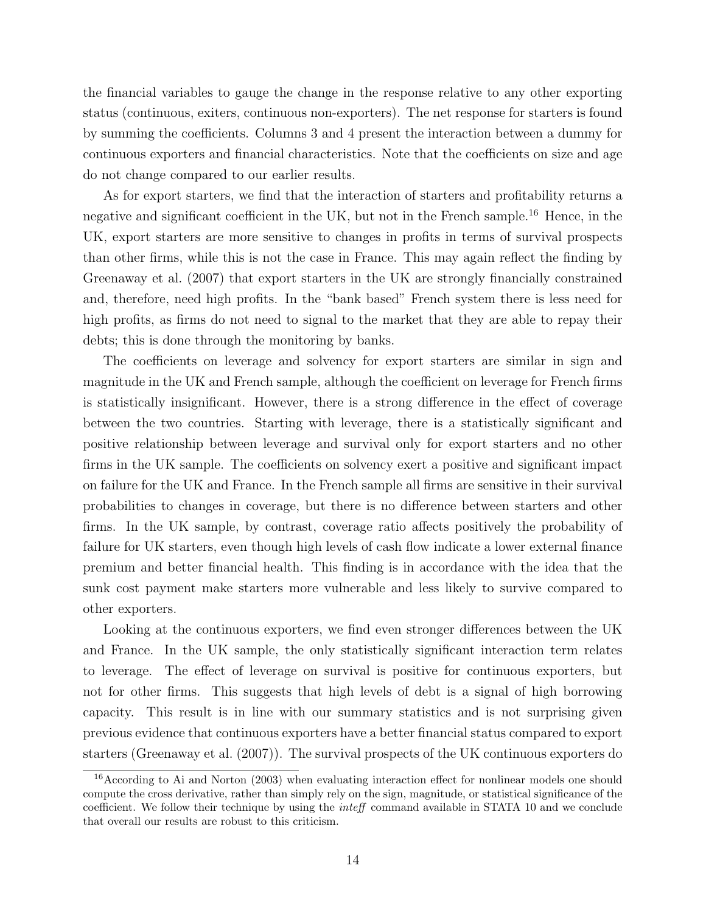the financial variables to gauge the change in the response relative to any other exporting status (continuous, exiters, continuous non-exporters). The net response for starters is found by summing the coefficients. Columns 3 and 4 present the interaction between a dummy for continuous exporters and financial characteristics. Note that the coefficients on size and age do not change compared to our earlier results.

As for export starters, we find that the interaction of starters and profitability returns a negative and significant coefficient in the UK, but not in the French sample.[16] Hence, in the UK, export starters are more sensitive to changes in profits in terms of survival prospects than other firms, while this is not the case in France. This may again reflect the finding by Greenaway et al. (2007) that export starters in the UK are strongly financially constrained and, therefore, need high profits. In the "bank based" French system there is less need for high profits, as firms do not need to signal to the market that they are able to repay their debts; this is done through the monitoring by banks.

The coefficients on leverage and solvency for export starters are similar in sign and magnitude in the UK and French sample, although the coefficient on leverage for French firms is statistically insignificant. However, there is a strong difference in the effect of coverage between the two countries. Starting with leverage, there is a statistically significant and positive relationship between leverage and survival only for export starters and no other firms in the UK sample. The coefficients on solvency exert a positive and significant impact on failure for the UK and France. In the French sample all firms are sensitive in their survival probabilities to changes in coverage, but there is no difference between starters and other firms. In the UK sample, by contrast, coverage ratio affects positively the probability of failure for UK starters, even though high levels of cash flow indicate a lower external finance premium and better financial health. This finding is in accordance with the idea that the sunk cost payment make starters more vulnerable and less likely to survive compared to other exporters.

Looking at the continuous exporters, we find even stronger differences between the UK and France. In the UK sample, the only statistically significant interaction term relates to leverage. The effect of leverage on survival is positive for continuous exporters, but not for other firms. This suggests that high levels of debt is a signal of high borrowing capacity. This result is in line with our summary statistics and is not surprising given previous evidence that continuous exporters have a better financial status compared to export starters (Greenaway et al. (2007)). The survival prospects of the UK continuous exporters do

[16] According to Ai and Norton (2003) when evaluating interaction effect for nonlinear models one should compute the cross derivative, rather than simply rely on the sign, magnitude, or statistical significance of the coefficient. We follow their technique by using the *inteff* command available in STATA 10 and we conclude that overall our results are robust to this criticism.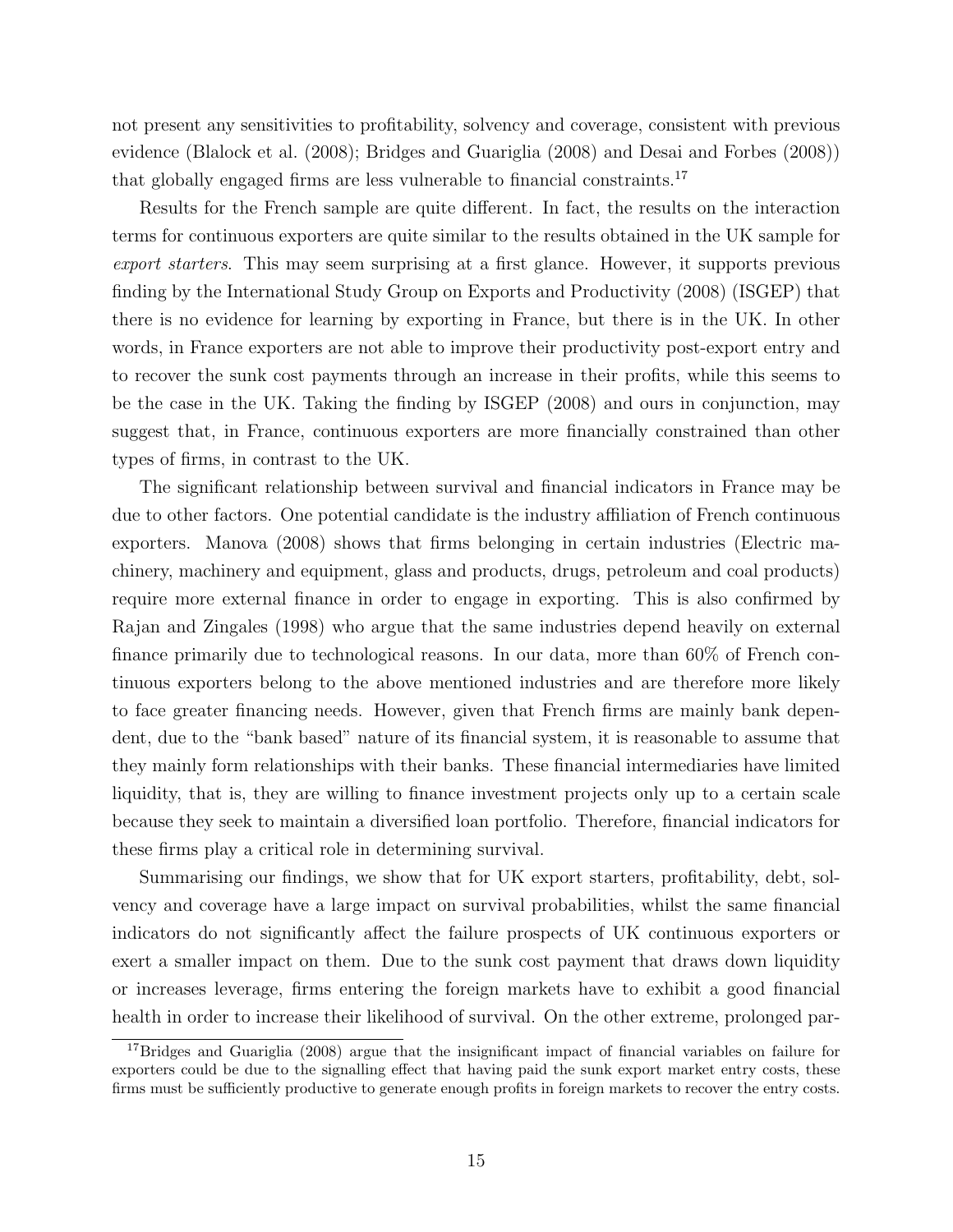not present any sensitivities to profitability, solvency and coverage, consistent with previous evidence (Blalock et al. (2008); Bridges and Guariglia (2008) and Desai and Forbes (2008)) that globally engaged firms are less vulnerable to financial constraints.[17]

Results for the French sample are quite different. In fact, the results on the interaction terms for continuous exporters are quite similar to the results obtained in the UK sample for *export starters*. This may seem surprising at a first glance. However, it supports previous finding by the International Study Group on Exports and Productivity (2008) (ISGEP) that there is no evidence for learning by exporting in France, but there is in the UK. In other words, in France exporters are not able to improve their productivity post-export entry and to recover the sunk cost payments through an increase in their profits, while this seems to be the case in the UK. Taking the finding by ISGEP (2008) and ours in conjunction, may suggest that, in France, continuous exporters are more financially constrained than other types of firms, in contrast to the UK.

The significant relationship between survival and financial indicators in France may be due to other factors. One potential candidate is the industry affiliation of French continuous exporters. Manova (2008) shows that firms belonging in certain industries (Electric machinery, machinery and equipment, glass and products, drugs, petroleum and coal products) require more external finance in order to engage in exporting. This is also confirmed by Rajan and Zingales (1998) who argue that the same industries depend heavily on external finance primarily due to technological reasons. In our data, more than 60% of French continuous exporters belong to the above mentioned industries and are therefore more likely to face greater financing needs. However, given that French firms are mainly bank dependent, due to the "bank based" nature of its financial system, it is reasonable to assume that they mainly form relationships with their banks. These financial intermediaries have limited liquidity, that is, they are willing to finance investment projects only up to a certain scale because they seek to maintain a diversified loan portfolio. Therefore, financial indicators for these firms play a critical role in determining survival.

Summarising our findings, we show that for UK export starters, profitability, debt, solvency and coverage have a large impact on survival probabilities, whilst the same financial indicators do not significantly affect the failure prospects of UK continuous exporters or exert a smaller impact on them. Due to the sunk cost payment that draws down liquidity or increases leverage, firms entering the foreign markets have to exhibit a good financial health in order to increase their likelihood of survival. On the other extreme, prolonged par-

[17] Bridges and Guariglia (2008) argue that the insignificant impact of financial variables on failure for exporters could be due to the signalling effect that having paid the sunk export market entry costs, these firms must be sufficiently productive to generate enough profits in foreign markets to recover the entry costs.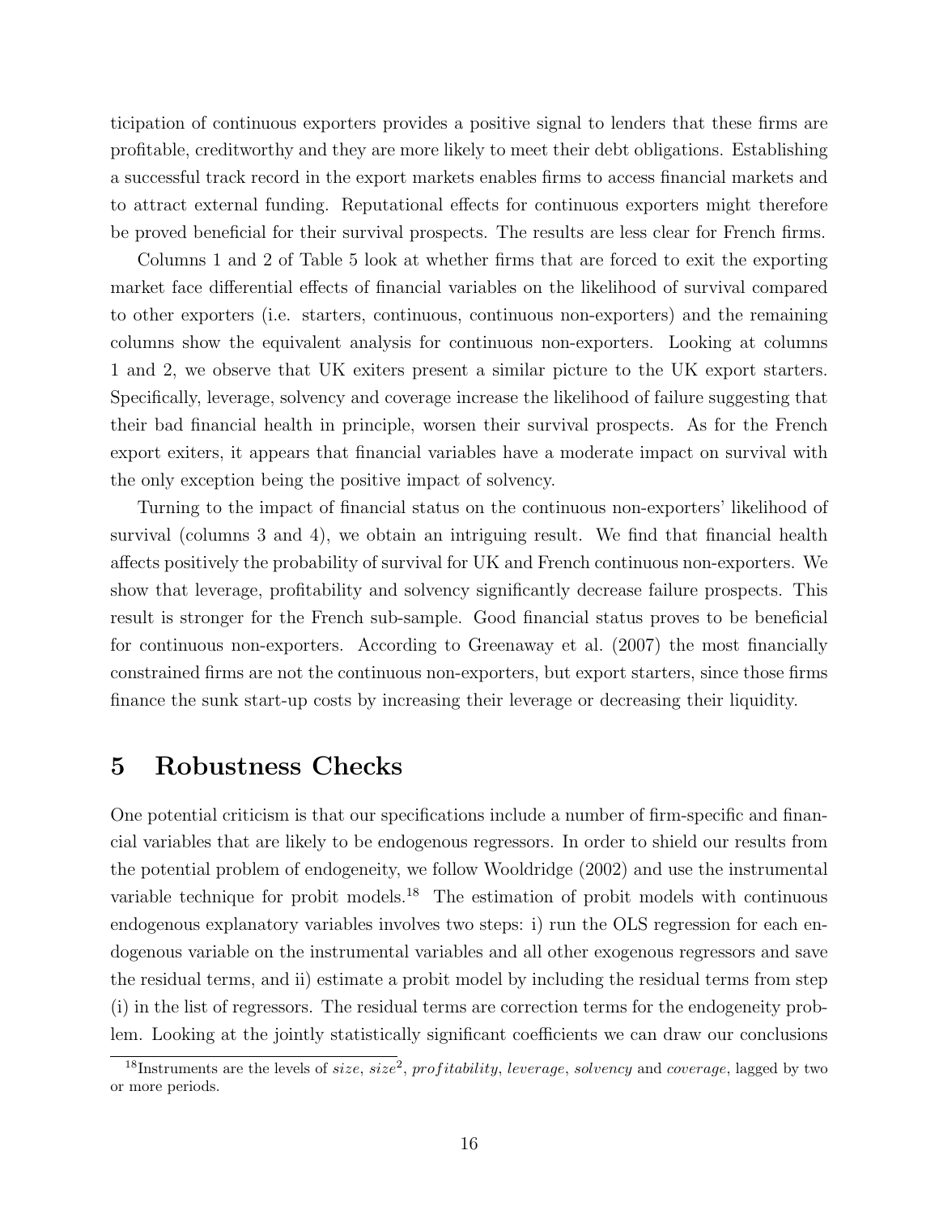ticipation of continuous exporters provides a positive signal to lenders that these firms are profitable, creditworthy and they are more likely to meet their debt obligations. Establishing a successful track record in the export markets enables firms to access financial markets and to attract external funding. Reputational effects for continuous exporters might therefore be proved beneficial for their survival prospects. The results are less clear for French firms.

Columns 1 and 2 of Table 5 look at whether firms that are forced to exit the exporting market face differential effects of financial variables on the likelihood of survival compared to other exporters (i.e. starters, continuous, continuous non-exporters) and the remaining columns show the equivalent analysis for continuous non-exporters. Looking at columns 1 and 2, we observe that UK exiters present a similar picture to the UK export starters. Specifically, leverage, solvency and coverage increase the likelihood of failure suggesting that their bad financial health in principle, worsen their survival prospects. As for the French export exiters, it appears that financial variables have a moderate impact on survival with the only exception being the positive impact of solvency.

Turning to the impact of financial status on the continuous non-exporters' likelihood of survival (columns 3 and 4), we obtain an intriguing result. We find that financial health affects positively the probability of survival for UK and French continuous non-exporters. We show that leverage, profitability and solvency significantly decrease failure prospects. This result is stronger for the French sub-sample. Good financial status proves to be beneficial for continuous non-exporters. According to Greenaway et al. (2007) the most financially constrained firms are not the continuous non-exporters, but export starters, since those firms finance the sunk start-up costs by increasing their leverage or decreasing their liquidity.

# 5 Robustness Checks

One potential criticism is that our specifications include a number of firm-specific and financial variables that are likely to be endogenous regressors. In order to shield our results from the potential problem of endogeneity, we follow Wooldridge (2002) and use the instrumental variable technique for probit models.[18] The estimation of probit models with continuous endogenous explanatory variables involves two steps: i) run the OLS regression for each endogenous variable on the instrumental variables and all other exogenous regressors and save the residual terms, and ii) estimate a probit model by including the residual terms from step (i) in the list of regressors. The residual terms are correction terms for the endogeneity problem. Looking at the jointly statistically significant coefficients we can draw our conclusions

[18] Instruments are the levels of $size$, $size^2$, $profitability$, $leverage$, $solvency$ and $coverage$, lagged by two or more periods.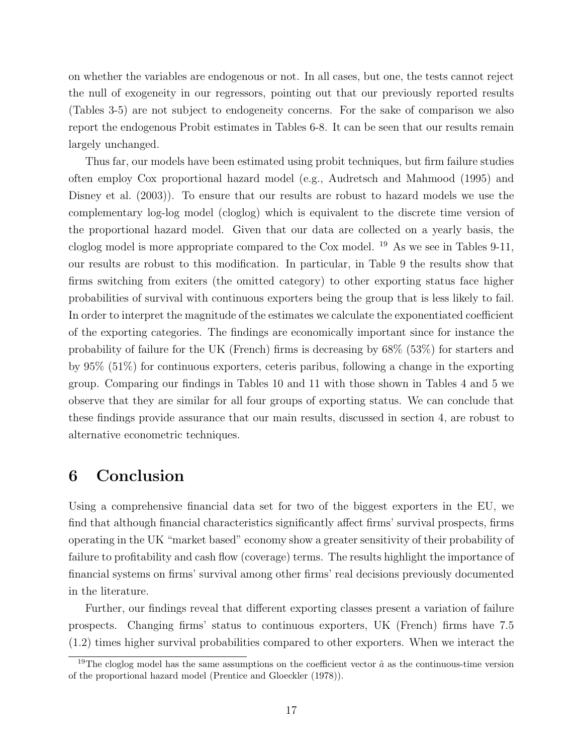on whether the variables are endogenous or not. In all cases, but one, the tests cannot reject the null of exogeneity in our regressors, pointing out that our previously reported results (Tables 3-5) are not subject to endogeneity concerns. For the sake of comparison we also report the endogenous Probit estimates in Tables 6-8. It can be seen that our results remain largely unchanged.

Thus far, our models have been estimated using probit techniques, but firm failure studies often employ Cox proportional hazard model (e.g., Audretsch and Mahmood (1995) and Disney et al. (2003)). To ensure that our results are robust to hazard models we use the complementary log-log model (cloglog) which is equivalent to the discrete time version of the proportional hazard model. Given that our data are collected on a yearly basis, the cloglog model is more appropriate compared to the Cox model. [19] As we see in Tables 9-11, our results are robust to this modification. In particular, in Table 9 the results show that firms switching from exiters (the omitted category) to other exporting status face higher probabilities of survival with continuous exporters being the group that is less likely to fail. In order to interpret the magnitude of the estimates we calculate the exponentiated coefficient of the exporting categories. The findings are economically important since for instance the probability of failure for the UK (French) firms is decreasing by 68% (53%) for starters and by 95% (51%) for continuous exporters, ceteris paribus, following a change in the exporting group. Comparing our findings in Tables 10 and 11 with those shown in Tables 4 and 5 we observe that they are similar for all four groups of exporting status. We can conclude that these findings provide assurance that our main results, discussed in section 4, are robust to alternative econometric techniques.

# 6 Conclusion

Using a comprehensive financial data set for two of the biggest exporters in the EU, we find that although financial characteristics significantly affect firms' survival prospects, firms operating in the UK "market based" economy show a greater sensitivity of their probability of failure to profitability and cash flow (coverage) terms. The results highlight the importance of financial systems on firms' survival among other firms' real decisions previously documented in the literature.

Further, our findings reveal that different exporting classes present a variation of failure prospects. Changing firms' status to continuous exporters, UK (French) firms have 7.5 (1.2) times higher survival probabilities compared to other exporters. When we interact the

[19] The cloglog model has the same assumptions on the coefficient vector $\hat{a}$ as the continuous-time version of the proportional hazard model (Prentice and Gloeckler (1978)).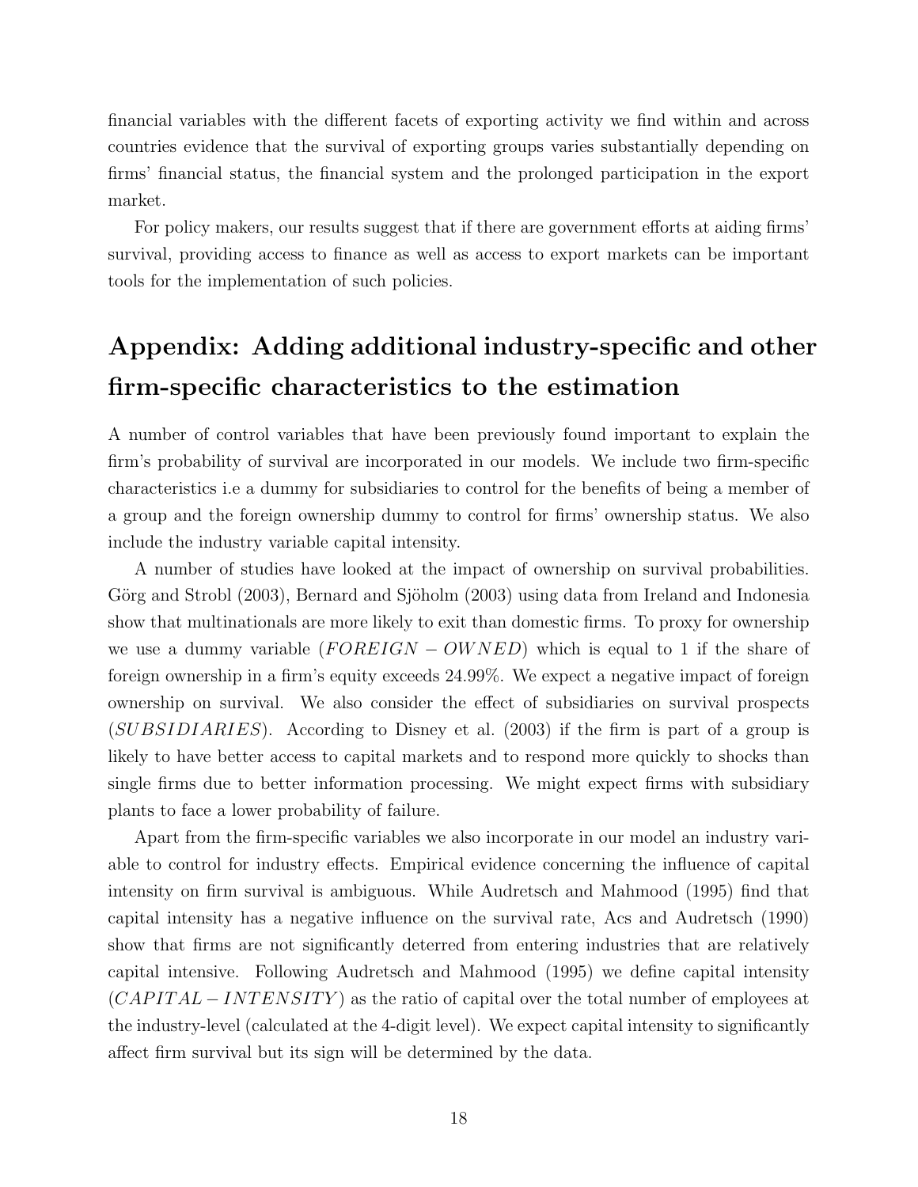financial variables with the different facets of exporting activity we find within and across countries evidence that the survival of exporting groups varies substantially depending on firms' financial status, the financial system and the prolonged participation in the export market.

For policy makers, our results suggest that if there are government efforts at aiding firms' survival, providing access to finance as well as access to export markets can be important tools for the implementation of such policies.

# Appendix: Adding additional industry-specific and other firm-specific characteristics to the estimation

A number of control variables that have been previously found important to explain the firm's probability of survival are incorporated in our models. We include two firm-specific characteristics i.e a dummy for subsidiaries to control for the benefits of being a member of a group and the foreign ownership dummy to control for firms' ownership status. We also include the industry variable capital intensity.

A number of studies have looked at the impact of ownership on survival probabilities. Görg and Strobl (2003), Bernard and Sjöholm (2003) using data from Ireland and Indonesia show that multinationals are more likely to exit than domestic firms. To proxy for ownership we use a dummy variable ($FOREIGN - OWNED$) which is equal to 1 if the share of foreign ownership in a firm's equity exceeds 24.99%. We expect a negative impact of foreign ownership on survival. We also consider the effect of subsidiaries on survival prospects ($SUBSIDIARIES$). According to Disney et al. (2003) if the firm is part of a group is likely to have better access to capital markets and to respond more quickly to shocks than single firms due to better information processing. We might expect firms with subsidiary plants to face a lower probability of failure.

Apart from the firm-specific variables we also incorporate in our model an industry variable to control for industry effects. Empirical evidence concerning the influence of capital intensity on firm survival is ambiguous. While Audretsch and Mahmood (1995) find that capital intensity has a negative influence on the survival rate, Acs and Audretsch (1990) show that firms are not significantly deterred from entering industries that are relatively capital intensive. Following Audretsch and Mahmood (1995) we define capital intensity ($CAPITAL - INTENSITY$) as the ratio of capital over the total number of employees at the industry-level (calculated at the 4-digit level). We expect capital intensity to significantly affect firm survival but its sign will be determined by the data.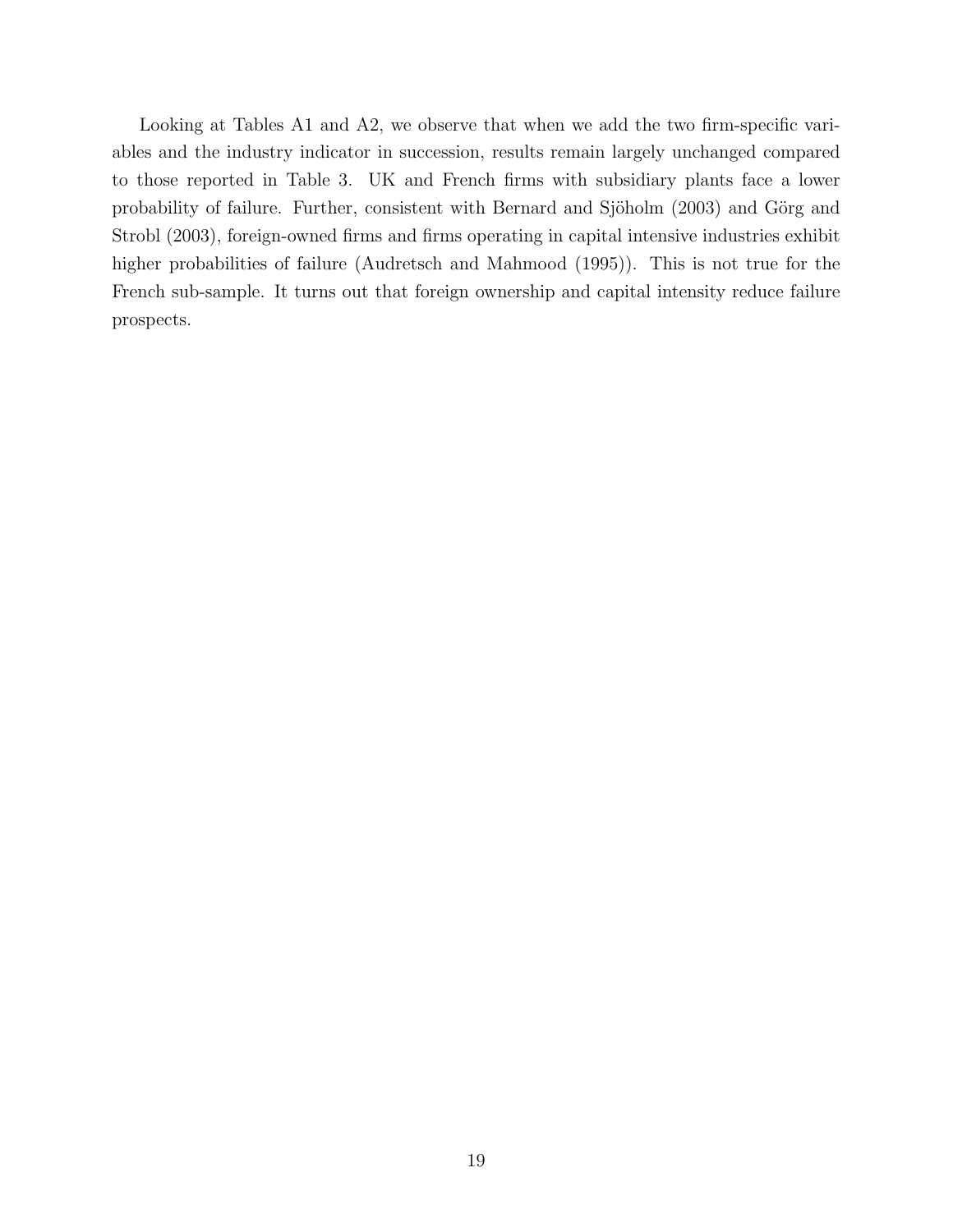Looking at Tables A1 and A2, we observe that when we add the two firm-specific variables and the industry indicator in succession, results remain largely unchanged compared to those reported in Table 3. UK and French firms with subsidiary plants face a lower probability of failure. Further, consistent with Bernard and Sjöholm (2003) and Görg and Strobl (2003), foreign-owned firms and firms operating in capital intensive industries exhibit higher probabilities of failure (Audretsch and Mahmood (1995)). This is not true for the French sub-sample. It turns out that foreign ownership and capital intensity reduce failure prospects.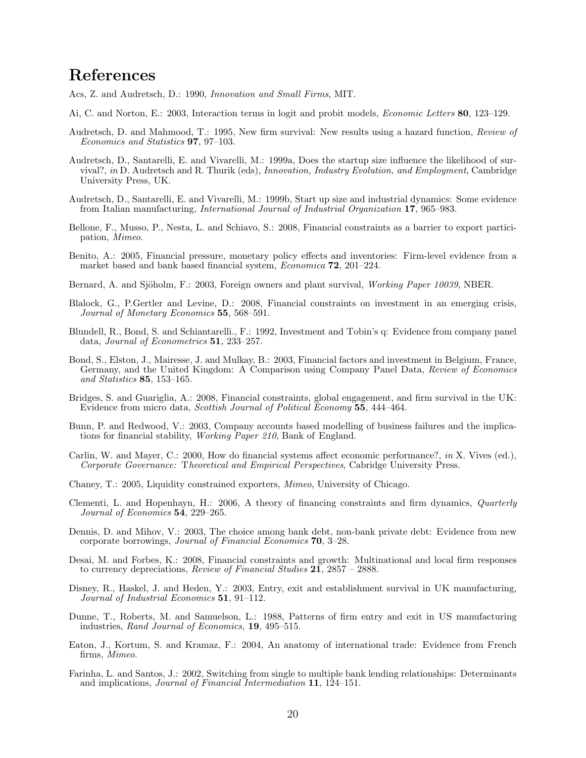# References

Acs, Z. and Audretsch, D.: 1990, *Innovation and Small Firms*, MIT.

Ai, C. and Norton, E.: 2003, Interaction terms in logit and probit models, *Economic Letters* **80**, 123–129.

Audretsch, D. and Mahmood, T.: 1995, New firm survival: New results using a hazard function, *Review of Economics and Statistics* **97**, 97–103.

Audretsch, D., Santarelli, E. and Vivarelli, M.: 1999a, Does the startup size influence the likelihood of survival?, *in* D. Audretsch and R. Thurik (eds), *Innovation, Industry Evolution, and Employment*, Cambridge University Press, UK.

Audretsch, D., Santarelli, E. and Vivarelli, M.: 1999b, Start up size and industrial dynamics: Some evidence from Italian manufacturing, *International Journal of Industrial Organization* **17**, 965–983.

Bellone, F., Musso, P., Nesta, L. and Schiavo, S.: 2008, Financial constraints as a barrier to export participation, *Mimeo*.

Benito, A.: 2005, Financial pressure, monetary policy effects and inventories: Firm-level evidence from a market based and bank based financial system, *Economica* **72**, 201–224.

Bernard, A. and Sjöholm, F.: 2003, Foreign owners and plant survival, *Working Paper 10039*, NBER.

Blalock, G., P.Gertler and Levine, D.: 2008, Financial constraints on investment in an emerging crisis, *Journal of Monetary Economics* **55**, 568–591.

Blundell, R., Bond, S. and Schiantarelli., F.: 1992, Investment and Tobin's q: Evidence from company panel data, *Journal of Econometrics* **51**, 233–257.

Bond, S., Elston, J., Mairesse, J. and Mulkay, B.: 2003, Financial factors and investment in Belgium, France, Germany, and the United Kingdom: A Comparison using Company Panel Data, *Review of Economics and Statistics* **85**, 153–165.

Bridges, S. and Guariglia, A.: 2008, Financial constraints, global engagement, and firm survival in the UK: Evidence from micro data, *Scottish Journal of Political Economy* **55**, 444–464.

Bunn, P. and Redwood, V.: 2003, Company accounts based modelling of business failures and the implications for financial stability, *Working Paper 210*, Bank of England.

Carlin, W. and Mayer, C.: 2000, How do financial systems affect economic performance?, *in* X. Vives (ed.), *Corporate Governance: Theoretical and Empirical Perspectives*, Cabridge University Press.

Chaney, T.: 2005, Liquidity constrained exporters, *Mimeo*, University of Chicago.

Clementi, L. and Hopenhayn, H.: 2006, A theory of financing constraints and firm dynamics, *Quarterly Journal of Economics* **54**, 229–265.

Dennis, D. and Mihov, V.: 2003, The choice among bank debt, non-bank private debt: Evidence from new corporate borrowings, *Journal of Financial Economics* **70**, 3–28.

Desai, M. and Forbes, K.: 2008, Financial constraints and growth: Multinational and local firm responses to currency depreciations, *Review of Financial Studies* **21**, 2857 – 2888.

Disney, R., Haskel, J. and Heden, Y.: 2003, Entry, exit and establishment survival in UK manufacturing, *Journal of Industrial Economics* **51**, 91–112.

Dunne, T., Roberts, M. and Samuelson, L.: 1988, Patterns of firm entry and exit in US manufacturing industries, *Rand Journal of Economics,* **19**, 495–515.

Eaton, J., Kortum, S. and Kramaz, F.: 2004, An anatomy of international trade: Evidence from French firms, *Mimeo*.

Farinha, L. and Santos, J.: 2002, Switching from single to multiple bank lending relationships: Determinants and implications, *Journal of Financial Intermediation* **11**, 124–151.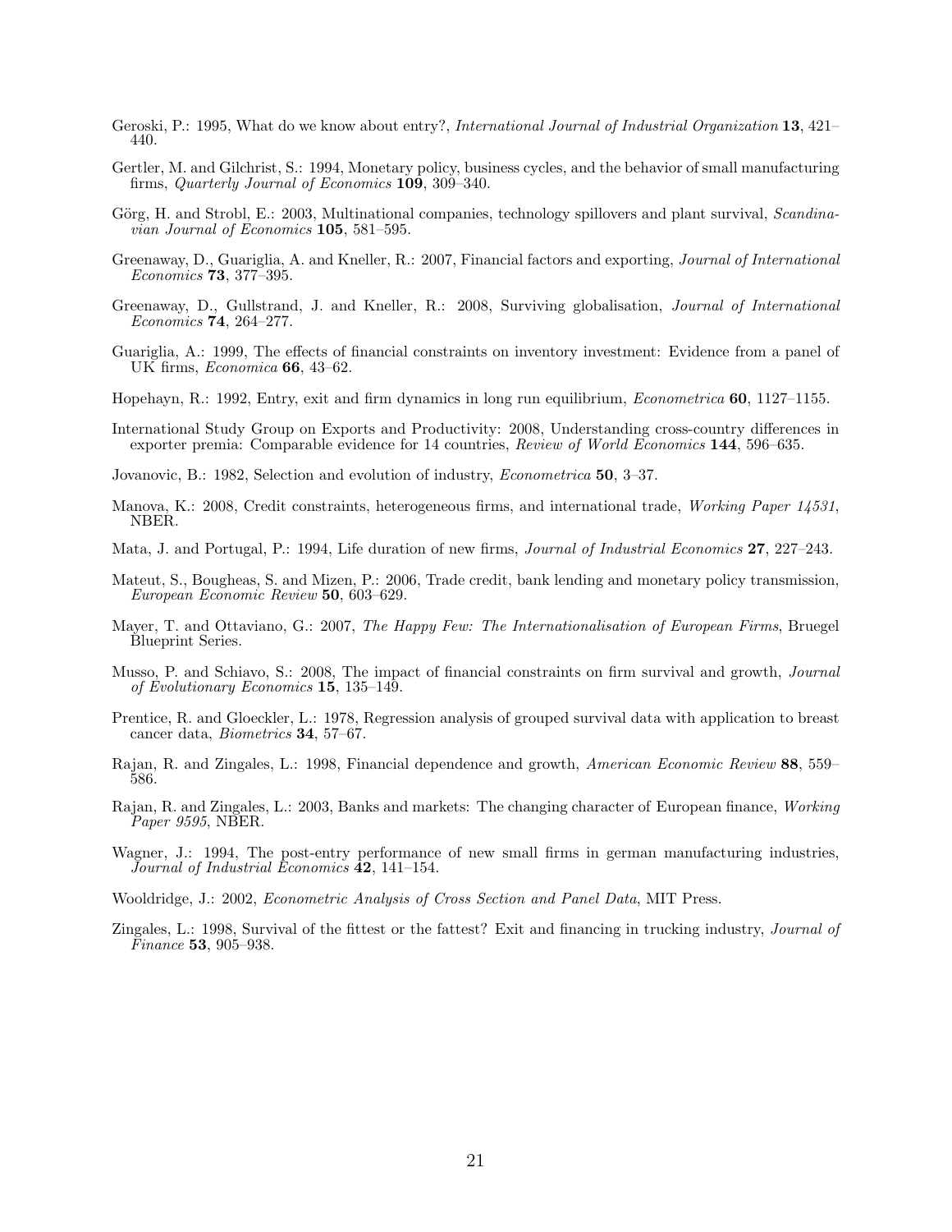Geroski, P.: 1995, What do we know about entry?, *International Journal of Industrial Organization* **13**, 421–440.

Gertler, M. and Gilchrist, S.: 1994, Monetary policy, business cycles, and the behavior of small manufacturing firms, *Quarterly Journal of Economics* **109**, 309–340.

Görg, H. and Strobl, E.: 2003, Multinational companies, technology spillovers and plant survival, *Scandinavian Journal of Economics* **105**, 581–595.

Greenaway, D., Guariglia, A. and Kneller, R.: 2007, Financial factors and exporting, *Journal of International Economics* **73**, 377–395.

Greenaway, D., Gullstrand, J. and Kneller, R.: 2008, Surviving globalisation, *Journal of International Economics* **74**, 264–277.

Guariglia, A.: 1999, The effects of financial constraints on inventory investment: Evidence from a panel of UK firms, *Economica* **66**, 43–62.

Hopehayn, R.: 1992, Entry, exit and firm dynamics in long run equilibrium, *Econometrica* **60**, 1127–1155.

International Study Group on Exports and Productivity: 2008, Understanding cross-country differences in exporter premia: Comparable evidence for 14 countries, *Review of World Economics* **144**, 596–635.

Jovanovic, B.: 1982, Selection and evolution of industry, *Econometrica* **50**, 3–37.

Manova, K.: 2008, Credit constraints, heterogeneous firms, and international trade, *Working Paper 14531*, NBER.

Mata, J. and Portugal, P.: 1994, Life duration of new firms, *Journal of Industrial Economics* **27**, 227–243.

Mateut, S., Bougheas, S. and Mizen, P.: 2006, Trade credit, bank lending and monetary policy transmission, *European Economic Review* **50**, 603–629.

Mayer, T. and Ottaviano, G.: 2007, *The Happy Few: The Internationalisation of European Firms*, Bruegel Blueprint Series.

Musso, P. and Schiavo, S.: 2008, The impact of financial constraints on firm survival and growth, *Journal of Evolutionary Economics* **15**, 135–149.

Prentice, R. and Gloeckler, L.: 1978, Regression analysis of grouped survival data with application to breast cancer data, *Biometrics* **34**, 57–67.

Rajan, R. and Zingales, L.: 1998, Financial dependence and growth, *American Economic Review* **88**, 559–586.

Rajan, R. and Zingales, L.: 2003, Banks and markets: The changing character of European finance, *Working Paper 9595*, NBER.

Wagner, J.: 1994, The post-entry performance of new small firms in german manufacturing industries, *Journal of Industrial Economics* **42**, 141–154.

Wooldridge, J.: 2002, *Econometric Analysis of Cross Section and Panel Data*, MIT Press.

Zingales, L.: 1998, Survival of the fittest or the fattest? Exit and financing in trucking industry, *Journal of Finance* **53**, 905–938.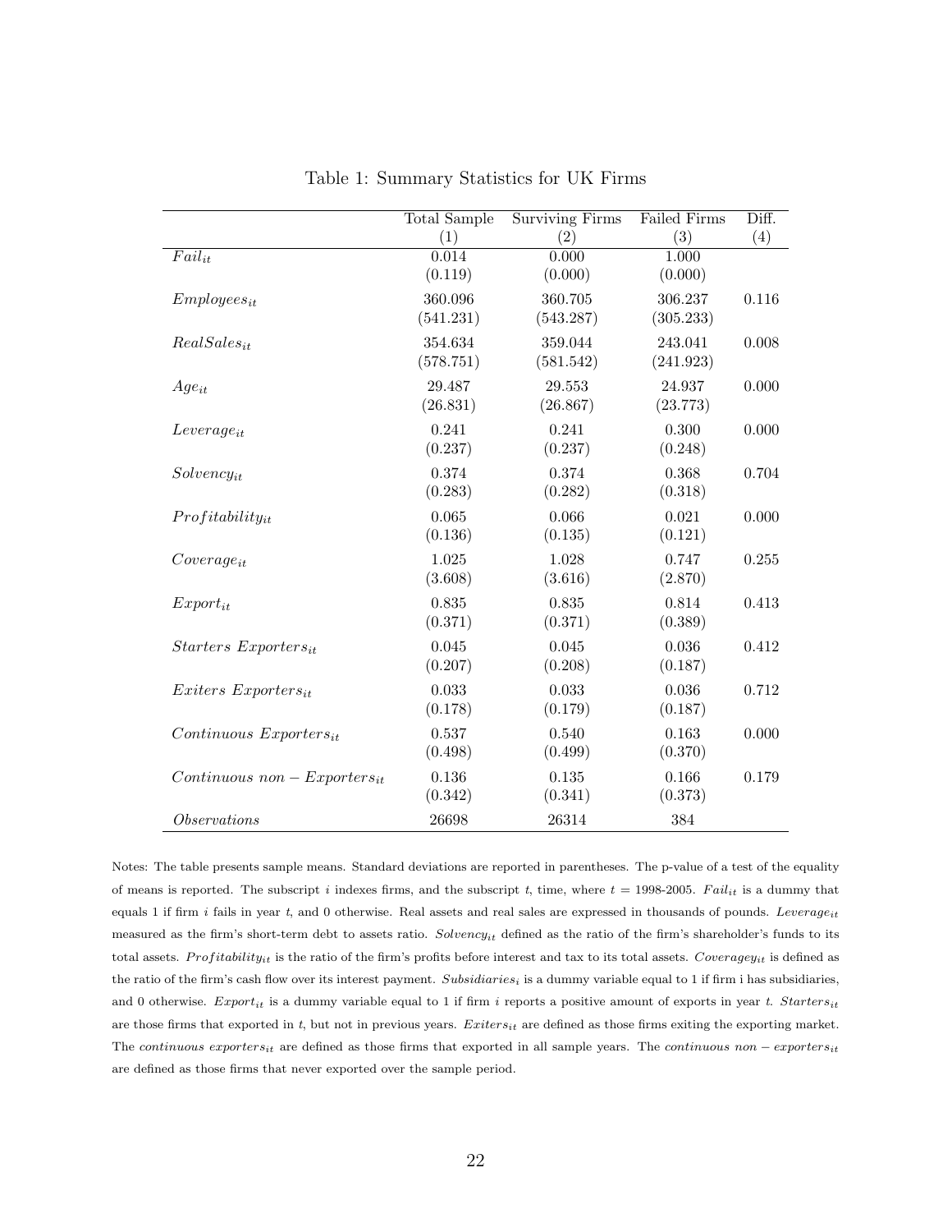Table 1: Summary Statistics for UK Firms

| | Total Sample (1) | Surviving Firms (2) | Failed Firms (3) | Diff. (4) |
|---|---|---|---|---|
| $Fail_{it}$ | 0.014 | 0.000 | 1.000 | |
| | (0.119) | (0.000) | (0.000) | |
| $Employees_{it}$ | 360.096 | 360.705 | 306.237 | 0.116 |
| | (541.231) | (543.287) | (305.233) | |
| $RealSales_{it}$ | 354.634 | 359.044 | 243.041 | 0.008 |
| | (578.751) | (581.542) | (241.923) | |
| $Age_{it}$ | 29.487 | 29.553 | 24.937 | 0.000 |
| | (26.831) | (26.867) | (23.773) | |
| $Leverage_{it}$ | 0.241 | 0.241 | 0.300 | 0.000 |
| | (0.237) | (0.237) | (0.248) | |
| $Solvency_{it}$ | 0.374 | 0.374 | 0.368 | 0.704 |
| | (0.283) | (0.282) | (0.318) | |
| $Profitability_{it}$ | 0.065 | 0.066 | 0.021 | 0.000 |
| | (0.136) | (0.135) | (0.121) | |
| $Coverage_{it}$ | 1.025 | 1.028 | 0.747 | 0.255 |
| | (3.608) | (3.616) | (2.870) | |
| $Export_{it}$ | 0.835 | 0.835 | 0.814 | 0.413 |
| | (0.371) | (0.371) | (0.389) | |
| $Starters\ Exporters_{it}$ | 0.045 | 0.045 | 0.036 | 0.412 |
| | (0.207) | (0.208) | (0.187) | |
| $Exiters\ Exporters_{it}$ | 0.033 | 0.033 | 0.036 | 0.712 |
| | (0.178) | (0.179) | (0.187) | |
| $Continuous\ Exporters_{it}$ | 0.537 | 0.540 | 0.163 | 0.000 |
| | (0.498) | (0.499) | (0.370) | |
| $Continuous\ non-Exporters_{it}$ | 0.136 | 0.135 | 0.166 | 0.179 |
| | (0.342) | (0.341) | (0.373) | |
| $Observations$ | 26698 | 26314 | 384 | |

Notes: The table presents sample means. Standard deviations are reported in parentheses. The p-value of a test of the equality of means is reported. The subscript $i$ indexes firms, and the subscript $t$, time, where $t$ = 1998-2005. $Fail_{it}$ is a dummy that equals 1 if firm $i$ fails in year $t$, and 0 otherwise. Real assets and real sales are expressed in thousands of pounds. $Leverage_{it}$ measured as the firm's short-term debt to assets ratio. $Solvency_{it}$ defined as the ratio of the firm's shareholder's funds to its total assets. $Profitability_{it}$ is the ratio of the firm's profits before interest and tax to its total assets. $Coveragey_{it}$ is defined as the ratio of the firm's cash flow over its interest payment. $Subsidiaries_i$ is a dummy variable equal to 1 if firm i has subsidiaries, and 0 otherwise. $Export_{it}$ is a dummy variable equal to 1 if firm $i$ reports a positive amount of exports in year $t$. $Starters_{it}$ are those firms that exported in $t$, but not in previous years. $Exiters_{it}$ are defined as those firms exiting the exporting market. The $continuous\ exporters_{it}$ are defined as those firms that exported in all sample years. The $continuous\ non-exporters_{it}$ are defined as those firms that never exported over the sample period.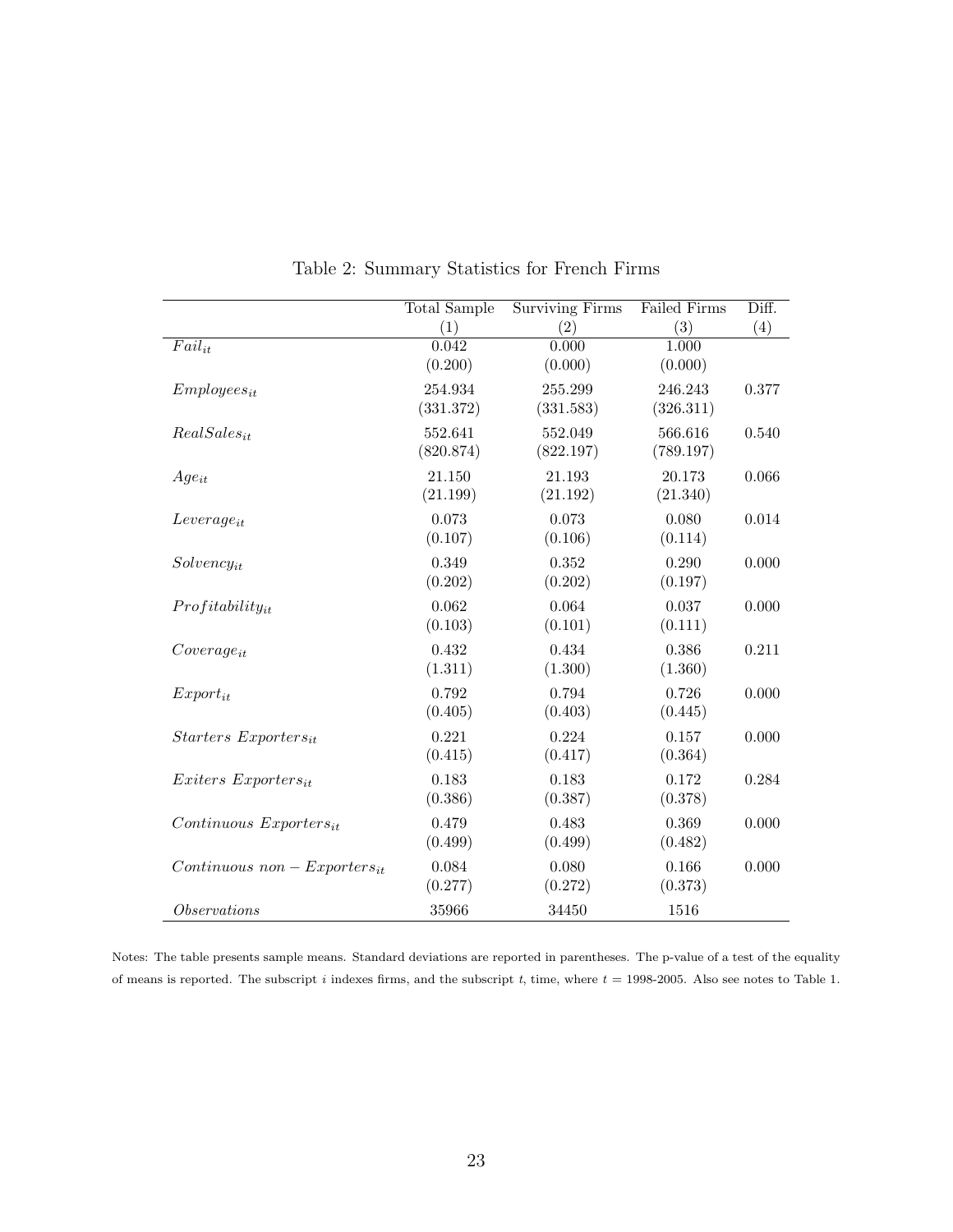Table 2: Summary Statistics for French Firms

| | Total Sample | Surviving Firms | Failed Firms | Diff. |
|---|---|---|---|---|
| | (1) | (2) | (3) | (4) |
| $Fail_{it}$ | 0.042 | 0.000 | 1.000 | |
| | (0.200) | (0.000) | (0.000) | |
| $Employees_{it}$ | 254.934 | 255.299 | 246.243 | 0.377 |
| | (331.372) | (331.583) | (326.311) | |
| $RealSales_{it}$ | 552.641 | 552.049 | 566.616 | 0.540 |
| | (820.874) | (822.197) | (789.197) | |
| $Age_{it}$ | 21.150 | 21.193 | 20.173 | 0.066 |
| | (21.199) | (21.192) | (21.340) | |
| $Leverage_{it}$ | 0.073 | 0.073 | 0.080 | 0.014 |
| | (0.107) | (0.106) | (0.114) | |
| $Solvency_{it}$ | 0.349 | 0.352 | 0.290 | 0.000 |
| | (0.202) | (0.202) | (0.197) | |
| $Profitability_{it}$ | 0.062 | 0.064 | 0.037 | 0.000 |
| | (0.103) | (0.101) | (0.111) | |
| $Coverage_{it}$ | 0.432 | 0.434 | 0.386 | 0.211 |
| | (1.311) | (1.300) | (1.360) | |
| $Export_{it}$ | 0.792 | 0.794 | 0.726 | 0.000 |
| | (0.405) | (0.403) | (0.445) | |
| $Starters\ Exporters_{it}$ | 0.221 | 0.224 | 0.157 | 0.000 |
| | (0.415) | (0.417) | (0.364) | |
| $Exiters\ Exporters_{it}$ | 0.183 | 0.183 | 0.172 | 0.284 |
| | (0.386) | (0.387) | (0.378) | |
| $Continuous\ Exporters_{it}$ | 0.479 | 0.483 | 0.369 | 0.000 |
| | (0.499) | (0.499) | (0.482) | |
| $Continuous\ non-Exporters_{it}$ | 0.084 | 0.080 | 0.166 | 0.000 |
| | (0.277) | (0.272) | (0.373) | |
| $Observations$ | 35966 | 34450 | 1516 | |

Notes: The table presents sample means. Standard deviations are reported in parentheses. The p-value of a test of the equality of means is reported. The subscript $i$ indexes firms, and the subscript $t$, time, where $t$ = 1998-2005. Also see notes to Table 1.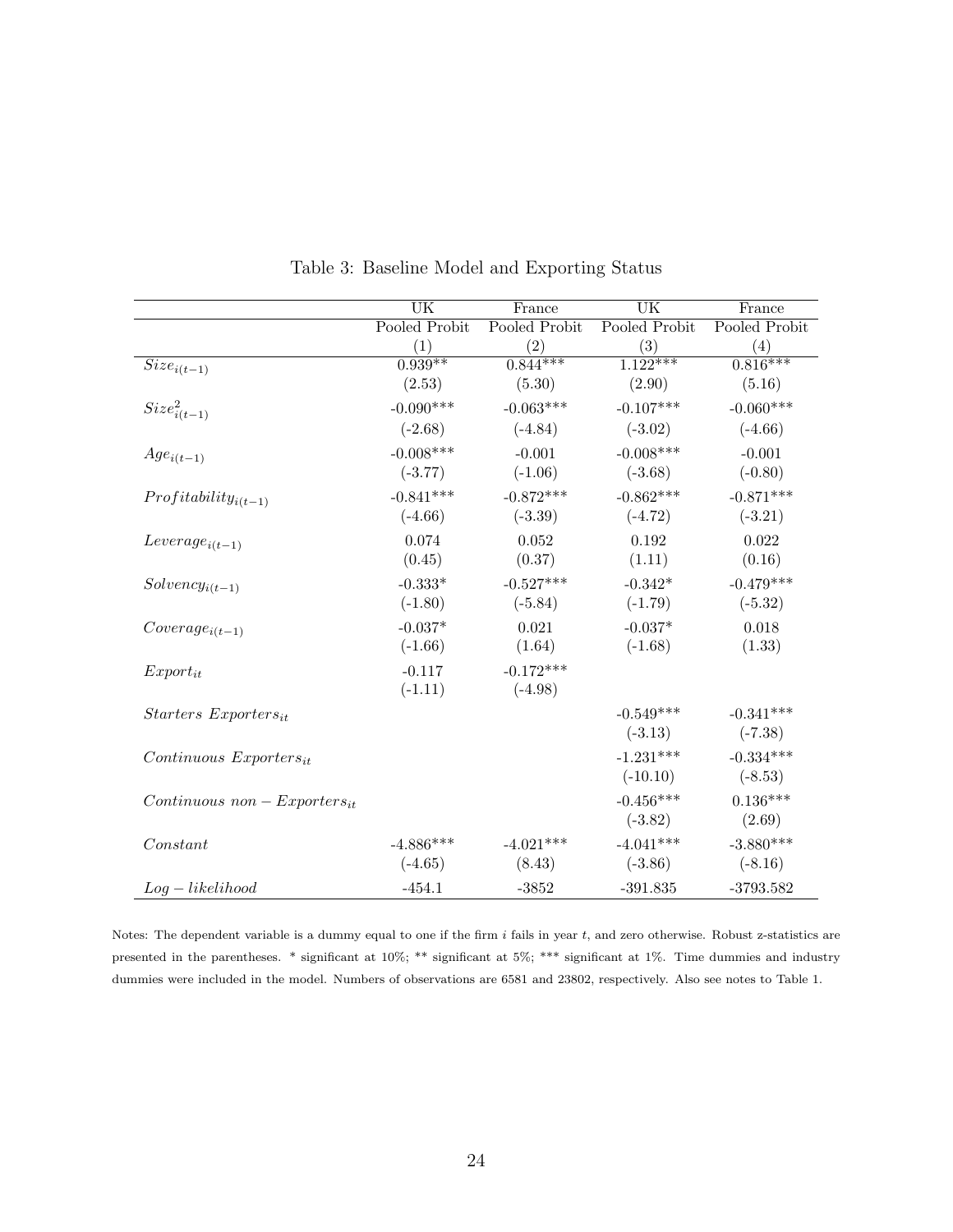Table 3: Baseline Model and Exporting Status

| | UK | France | UK | France |
|---|---|---|---|---|
| | Pooled Probit | Pooled Probit | Pooled Probit | Pooled Probit |
| | (1) | (2) | (3) | (4) |
| $Size_{i(t-1)}$ | 0.939** | 0.844*** | 1.122*** | 0.816*** |
| | (2.53) | (5.30) | (2.90) | (5.16) |
| $Size^2_{i(t-1)}$ | -0.090*** | -0.063*** | -0.107*** | -0.060*** |
| | (-2.68) | (-4.84) | (-3.02) | (-4.66) |
| $Age_{i(t-1)}$ | -0.008*** | -0.001 | -0.008*** | -0.001 |
| | (-3.77) | (-1.06) | (-3.68) | (-0.80) |
| $Profitability_{i(t-1)}$ | -0.841*** | -0.872*** | -0.862*** | -0.871*** |
| | (-4.66) | (-3.39) | (-4.72) | (-3.21) |
| $Leverage_{i(t-1)}$ | 0.074 | 0.052 | 0.192 | 0.022 |
| | (0.45) | (0.37) | (1.11) | (0.16) |
| $Solvency_{i(t-1)}$ | -0.333* | -0.527*** | -0.342* | -0.479*** |
| | (-1.80) | (-5.84) | (-1.79) | (-5.32) |
| $Coverage_{i(t-1)}$ | -0.037* | 0.021 | -0.037* | 0.018 |
| | (-1.66) | (1.64) | (-1.68) | (1.33) |
| $Export_{it}$ | -0.117 | -0.172*** | | |
| | (-1.11) | (-4.98) | | |
| $Starters\ Exporters_{it}$ | | | -0.549*** | -0.341*** |
| | | | (-3.13) | (-7.38) |
| $Continuous\ Exporters_{it}$ | | | -1.231*** | -0.334*** |
| | | | (-10.10) | (-8.53) |
| $Continuous\ non-Exporters_{it}$ | | | -0.456*** | 0.136*** |
| | | | (-3.82) | (2.69) |
| $Constant$ | -4.886*** | -4.021*** | -4.041*** | -3.880*** |
| | (-4.65) | (8.43) | (-3.86) | (-8.16) |
| $Log-likelihood$ | -454.1 | -3852 | -391.835 | -3793.582 |

Notes: The dependent variable is a dummy equal to one if the firm $i$ fails in year $t$, and zero otherwise. Robust z-statistics are presented in the parentheses. * significant at 10%; ** significant at 5%; *** significant at 1%. Time dummies and industry dummies were included in the model. Numbers of observations are 6581 and 23802, respectively. Also see notes to Table 1.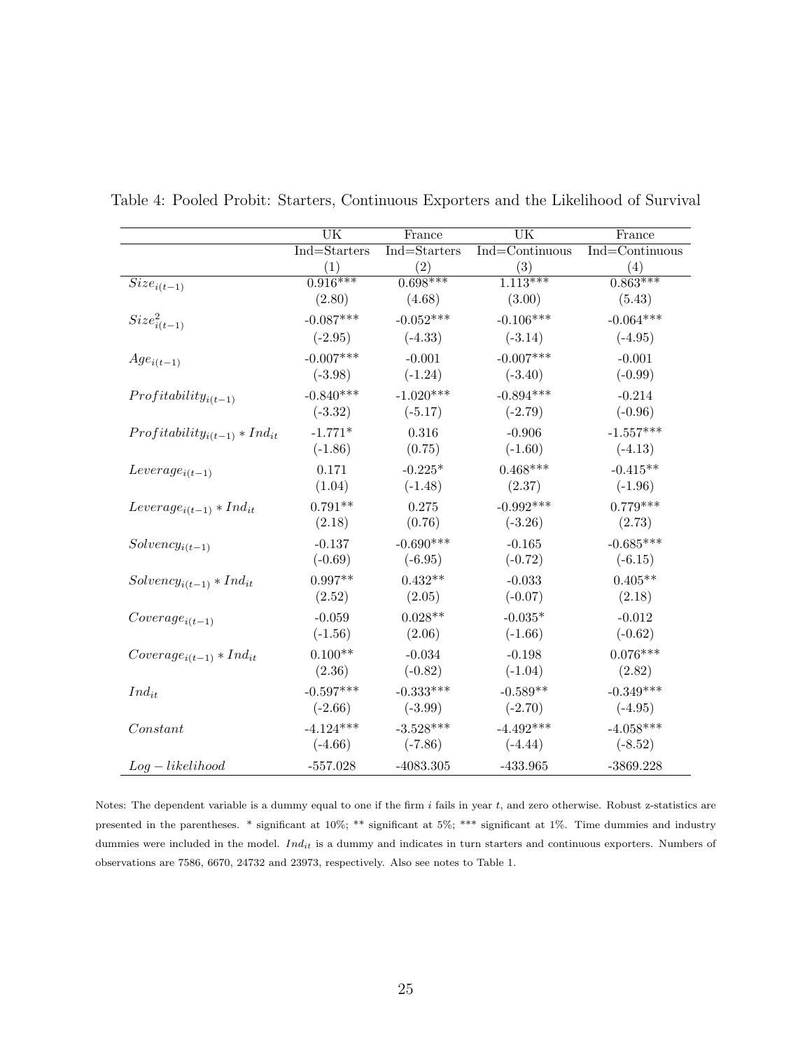Table 4: Pooled Probit: Starters, Continuous Exporters and the Likelihood of Survival

| | UK | France | UK | France |
|---|---|---|---|---|
| | Ind=Starters | Ind=Starters | Ind=Continuous | Ind=Continuous |
| | (1) | (2) | (3) | (4) |
| $Size_{i(t-1)}$ | 0.916*** | 0.698*** | 1.113*** | 0.863*** |
| | (2.80) | (4.68) | (3.00) | (5.43) |
| $Size^2_{i(t-1)}$ | -0.087*** | -0.052*** | -0.106*** | -0.064*** |
| | (-2.95) | (-4.33) | (-3.14) | (-4.95) |
| $Age_{i(t-1)}$ | -0.007*** | -0.001 | -0.007*** | -0.001 |
| | (-3.98) | (-1.24) | (-3.40) | (-0.99) |
| $Profitability_{i(t-1)}$ | -0.840*** | -1.020*** | -0.894*** | -0.214 |
| | (-3.32) | (-5.17) | (-2.79) | (-0.96) |
| $Profitability_{i(t-1)} * Ind_{it}$ | -1.771* | 0.316 | -0.906 | -1.557*** |
| | (-1.86) | (0.75) | (-1.60) | (-4.13) |
| $Leverage_{i(t-1)}$ | 0.171 | -0.225* | 0.468*** | -0.415** |
| | (1.04) | (-1.48) | (2.37) | (-1.96) |
| $Leverage_{i(t-1)} * Ind_{it}$ | 0.791** | 0.275 | -0.992*** | 0.779*** |
| | (2.18) | (0.76) | (-3.26) | (2.73) |
| $Solvency_{i(t-1)}$ | -0.137 | -0.690*** | -0.165 | -0.685*** |
| | (-0.69) | (-6.95) | (-0.72) | (-6.15) |
| $Solvency_{i(t-1)} * Ind_{it}$ | 0.997** | 0.432** | -0.033 | 0.405** |
| | (2.52) | (2.05) | (-0.07) | (2.18) |
| $Coverage_{i(t-1)}$ | -0.059 | 0.028** | -0.035* | -0.012 |
| | (-1.56) | (2.06) | (-1.66) | (-0.62) |
| $Coverage_{i(t-1)} * Ind_{it}$ | 0.100** | -0.034 | -0.198 | 0.076*** |
| | (2.36) | (-0.82) | (-1.04) | (2.82) |
| $Ind_{it}$ | -0.597*** | -0.333*** | -0.589** | -0.349*** |
| | (-2.66) | (-3.99) | (-2.70) | (-4.95) |
| $Constant$ | -4.124*** | -3.528*** | -4.492*** | -4.058*** |
| | (-4.66) | (-7.86) | (-4.44) | (-8.52) |
| $Log-likelihood$ | -557.028 | -4083.305 | -433.965 | -3869.228 |

Notes: The dependent variable is a dummy equal to one if the firm $i$ fails in year $t$, and zero otherwise. Robust z-statistics are presented in the parentheses. * significant at 10%; ** significant at 5%; *** significant at 1%. Time dummies and industry dummies were included in the model. $Ind_{it}$ is a dummy and indicates in turn starters and continuous exporters. Numbers of observations are 7586, 6670, 24732 and 23973, respectively. Also see notes to Table 1.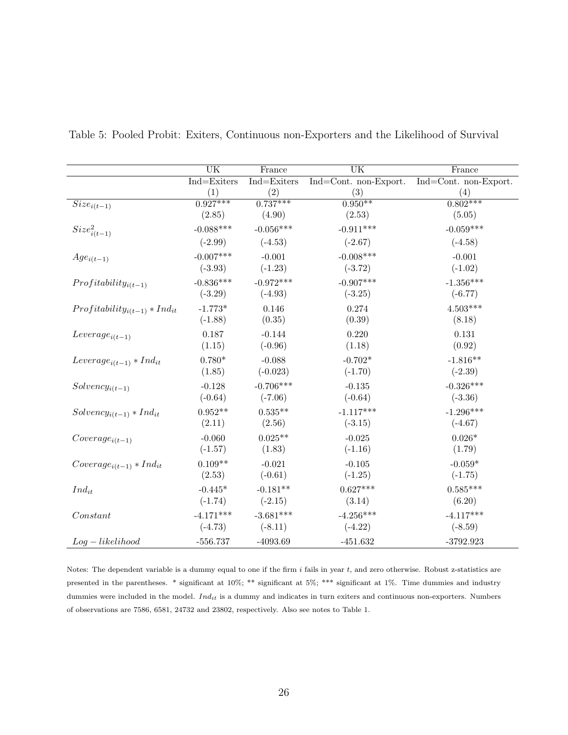Table 5: Pooled Probit: Exiters, Continuous non-Exporters and the Likelihood of Survival

| | UK | France | UK | France |
|---|---|---|---|---|
| | Ind=Exiters | Ind=Exiters | Ind=Cont. non-Export. | Ind=Cont. non-Export. |
| | (1) | (2) | (3) | (4) |
| $Size_{i(t-1)}$ | 0.927*** | 0.737*** | 0.950** | 0.802*** |
| | (2.85) | (4.90) | (2.53) | (5.05) |
| $Size^2_{i(t-1)}$ | -0.088*** | -0.056*** | -0.911*** | -0.059*** |
| | (-2.99) | (-4.53) | (-2.67) | (-4.58) |
| $Age_{i(t-1)}$ | -0.007*** | -0.001 | -0.008*** | -0.001 |
| | (-3.93) | (-1.23) | (-3.72) | (-1.02) |
| $Profitability_{i(t-1)}$ | -0.836*** | -0.972*** | -0.907*** | -1.356*** |
| | (-3.29) | (-4.93) | (-3.25) | (-6.77) |
| $Profitability_{i(t-1)} * Ind_{it}$ | -1.773* | 0.146 | 0.274 | 4.503*** |
| | (-1.88) | (0.35) | (0.39) | (8.18) |
| $Leverage_{i(t-1)}$ | 0.187 | -0.144 | 0.220 | 0.131 |
| | (1.15) | (-0.96) | (1.18) | (0.92) |
| $Leverage_{i(t-1)} * Ind_{it}$ | 0.780* | -0.088 | -0.702* | -1.816** |
| | (1.85) | (-0.023) | (-1.70) | (-2.39) |
| $Solvency_{i(t-1)}$ | -0.128 | -0.706*** | -0.135 | -0.326*** |
| | (-0.64) | (-7.06) | (-0.64) | (-3.36) |
| $Solvency_{i(t-1)} * Ind_{it}$ | 0.952** | 0.535** | -1.117*** | -1.296*** |
| | (2.11) | (2.56) | (-3.15) | (-4.67) |
| $Coverage_{i(t-1)}$ | -0.060 | 0.025** | -0.025 | 0.026* |
| | (-1.57) | (1.83) | (-1.16) | (1.79) |
| $Coverage_{i(t-1)} * Ind_{it}$ | 0.109** | -0.021 | -0.105 | -0.059* |
| | (2.53) | (-0.61) | (-1.25) | (-1.75) |
| $Ind_{it}$ | -0.445* | -0.181** | 0.627*** | 0.585*** |
| | (-1.74) | (-2.15) | (3.14) | (6.20) |
| $Constant$ | -4.171*** | -3.681*** | -4.256*** | -4.117*** |
| | (-4.73) | (-8.11) | (-4.22) | (-8.59) |
| $Log-likelihood$ | -556.737 | -4093.69 | -451.632 | -3792.923 |

Notes: The dependent variable is a dummy equal to one if the firm $i$ fails in year $t$, and zero otherwise. Robust z-statistics are presented in the parentheses. * significant at 10%; ** significant at 5%; *** significant at 1%. Time dummies and industry dummies were included in the model. $Ind_{it}$ is a dummy and indicates in turn exiters and continuous non-exporters. Numbers of observations are 7586, 6581, 24732 and 23802, respectively. Also see notes to Table 1.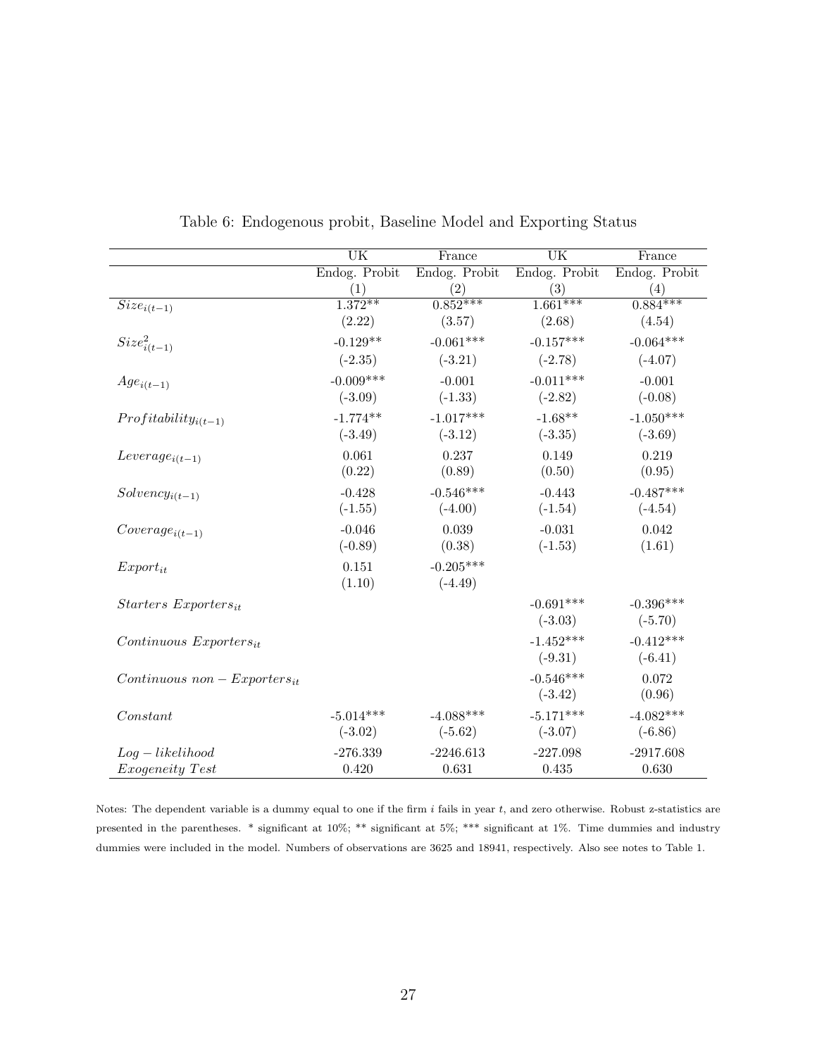Table 6: Endogenous probit, Baseline Model and Exporting Status

| | UK | France | UK | France |
|---|---|---|---|---|
| | Endog. Probit | Endog. Probit | Endog. Probit | Endog. Probit |
| | (1) | (2) | (3) | (4) |
| $Size_{i(t-1)}$ | 1.372** | 0.852*** | 1.661*** | 0.884*** |
| | (2.22) | (3.57) | (2.68) | (4.54) |
| $Size^2_{i(t-1)}$ | -0.129** | -0.061*** | -0.157*** | -0.064*** |
| | (-2.35) | (-3.21) | (-2.78) | (-4.07) |
| $Age_{i(t-1)}$ | -0.009*** | -0.001 | -0.011*** | -0.001 |
| | (-3.09) | (-1.33) | (-2.82) | (-0.08) |
| $Profitability_{i(t-1)}$ | -1.774** | -1.017*** | -1.68** | -1.050*** |
| | (-3.49) | (-3.12) | (-3.35) | (-3.69) |
| $Leverage_{i(t-1)}$ | 0.061 | 0.237 | 0.149 | 0.219 |
| | (0.22) | (0.89) | (0.50) | (0.95) |
| $Solvency_{i(t-1)}$ | -0.428 | -0.546*** | -0.443 | -0.487*** |
| | (-1.55) | (-4.00) | (-1.54) | (-4.54) |
| $Coverage_{i(t-1)}$ | -0.046 | 0.039 | -0.031 | 0.042 |
| | (-0.89) | (0.38) | (-1.53) | (1.61) |
| $Export_{it}$ | 0.151 | -0.205*** | | |
| | (1.10) | (-4.49) | | |
| $Starters\ Exporters_{it}$ | | | -0.691*** | -0.396*** |
| | | | (-3.03) | (-5.70) |
| $Continuous\ Exporters_{it}$ | | | -1.452*** | -0.412*** |
| | | | (-9.31) | (-6.41) |
| $Continuous\ non-Exporters_{it}$ | | | -0.546*** | 0.072 |
| | | | (-3.42) | (0.96) |
| $Constant$ | -5.014*** | -4.088*** | -5.171*** | -4.082*** |
| | (-3.02) | (-5.62) | (-3.07) | (-6.86) |
| $Log-likelihood$ | -276.339 | -2246.613 | -227.098 | -2917.608 |
| $Exogeneity\ Test$ | 0.420 | 0.631 | 0.435 | 0.630 |

Notes: The dependent variable is a dummy equal to one if the firm $i$ fails in year $t$, and zero otherwise. Robust z-statistics are presented in the parentheses. * significant at 10%; ** significant at 5%; *** significant at 1%. Time dummies and industry dummies were included in the model. Numbers of observations are 3625 and 18941, respectively. Also see notes to Table 1.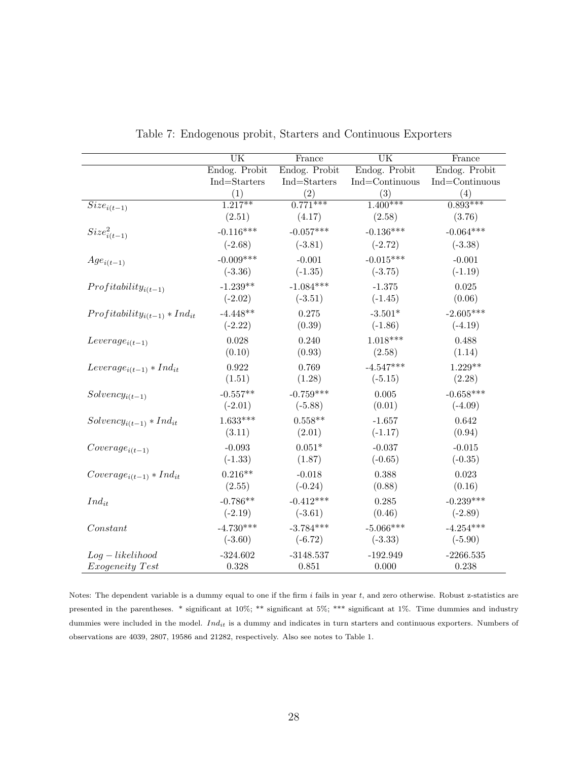Table 7: Endogenous probit, Starters and Continuous Exporters

| | UK | France | UK | France |
|---|---|---|---|---|
| | Endog. Probit | Endog. Probit | Endog. Probit | Endog. Probit |
| | Ind=Starters | Ind=Starters | Ind=Continuous | Ind=Continuous |
| | (1) | (2) | (3) | (4) |
| $Size_{i(t-1)}$ | 1.217** | 0.771*** | 1.400*** | 0.893*** |
| | (2.51) | (4.17) | (2.58) | (3.76) |
| $Size^2_{i(t-1)}$ | -0.116*** | -0.057*** | -0.136*** | -0.064*** |
| | (-2.68) | (-3.81) | (-2.72) | (-3.38) |
| $Age_{i(t-1)}$ | -0.009*** | -0.001 | -0.015*** | -0.001 |
| | (-3.36) | (-1.35) | (-3.75) | (-1.19) |
| $Profitability_{i(t-1)}$ | -1.239** | -1.084*** | -1.375 | 0.025 |
| | (-2.02) | (-3.51) | (-1.45) | (0.06) |
| $Profitability_{i(t-1)} * Ind_{it}$ | -4.448** | 0.275 | -3.501* | -2.605*** |
| | (-2.22) | (0.39) | (-1.86) | (-4.19) |
| $Leverage_{i(t-1)}$ | 0.028 | 0.240 | 1.018*** | 0.488 |
| | (0.10) | (0.93) | (2.58) | (1.14) |
| $Leverage_{i(t-1)} * Ind_{it}$ | 0.922 | 0.769 | -4.547*** | 1.229** |
| | (1.51) | (1.28) | (-5.15) | (2.28) |
| $Solvency_{i(t-1)}$ | -0.557** | -0.759*** | 0.005 | -0.658*** |
| | (-2.01) | (-5.88) | (0.01) | (-4.09) |
| $Solvency_{i(t-1)} * Ind_{it}$ | 1.633*** | 0.558** | -1.657 | 0.642 |
| | (3.11) | (2.01) | (-1.17) | (0.94) |
| $Coverage_{i(t-1)}$ | -0.093 | 0.051* | -0.037 | -0.015 |
| | (-1.33) | (1.87) | (-0.65) | (-0.35) |
| $Coverage_{i(t-1)} * Ind_{it}$ | 0.216** | -0.018 | 0.388 | 0.023 |
| | (2.55) | (-0.24) | (0.88) | (0.16) |
| $Ind_{it}$ | -0.786** | -0.412*** | 0.285 | -0.239*** |
| | (-2.19) | (-3.61) | (0.46) | (-2.89) |
| $Constant$ | -4.730*** | -3.784*** | -5.066*** | -4.254*** |
| | (-3.60) | (-6.72) | (-3.33) | (-5.90) |
| $Log-likelihood$ | -324.602 | -3148.537 | -192.949 | -2266.535 |
| $Exogeneity\ Test$ | 0.328 | 0.851 | 0.000 | 0.238 |

Notes: The dependent variable is a dummy equal to one if the firm $i$ fails in year $t$, and zero otherwise. Robust z-statistics are presented in the parentheses. * significant at 10%; ** significant at 5%; *** significant at 1%. Time dummies and industry dummies were included in the model. $Ind_{it}$ is a dummy and indicates in turn starters and continuous exporters. Numbers of observations are 4039, 2807, 19586 and 21282, respectively. Also see notes to Table 1.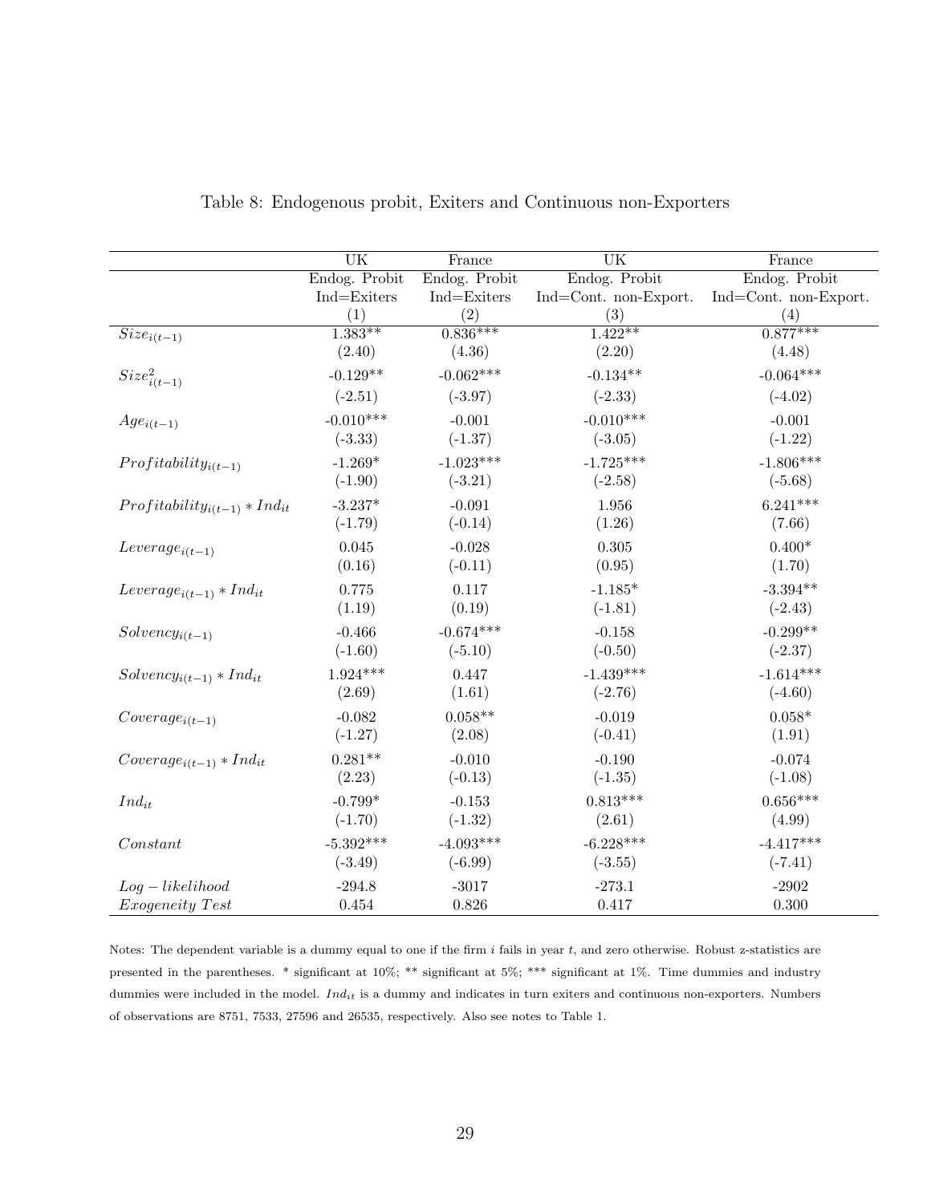Table 8: Endogenous probit, Exiters and Continuous non-Exporters

| | UK | France | UK | France |
|---|---|---|---|---|
| | Endog. Probit | Endog. Probit | Endog. Probit | Endog. Probit |
| | Ind=Exiters | Ind=Exiters | Ind=Cont. non-Export. | Ind=Cont. non-Export. |
| | (1) | (2) | (3) | (4) |
| $Size_{i(t-1)}$ | 1.383** | 0.836*** | 1.422** | 0.877*** |
| | (2.40) | (4.36) | (2.20) | (4.48) |
| $Size^2_{i(t-1)}$ | -0.129** | -0.062*** | -0.134** | -0.064*** |
| | (-2.51) | (-3.97) | (-2.33) | (-4.02) |
| $Age_{i(t-1)}$ | -0.010*** | -0.001 | -0.010*** | -0.001 |
| | (-3.33) | (-1.37) | (-3.05) | (-1.22) |
| $Profitability_{i(t-1)}$ | -1.269* | -1.023*** | -1.725*** | -1.806*** |
| | (-1.90) | (-3.21) | (-2.58) | (-5.68) |
| $Profitability_{i(t-1)} * Ind_{it}$ | -3.237* | -0.091 | 1.956 | 6.241*** |
| | (-1.79) | (-0.14) | (1.26) | (7.66) |
| $Leverage_{i(t-1)}$ | 0.045 | -0.028 | 0.305 | 0.400* |
| | (0.16) | (-0.11) | (0.95) | (1.70) |
| $Leverage_{i(t-1)} * Ind_{it}$ | 0.775 | 0.117 | -1.185* | -3.394** |
| | (1.19) | (0.19) | (-1.81) | (-2.43) |
| $Solvency_{i(t-1)}$ | -0.466 | -0.674*** | -0.158 | -0.299** |
| | (-1.60) | (-5.10) | (-0.50) | (-2.37) |
| $Solvency_{i(t-1)} * Ind_{it}$ | 1.924*** | 0.447 | -1.439*** | -1.614*** |
| | (2.69) | (1.61) | (-2.76) | (-4.60) |
| $Coverage_{i(t-1)}$ | -0.082 | 0.058** | -0.019 | 0.058* |
| | (-1.27) | (2.08) | (-0.41) | (1.91) |
| $Coverage_{i(t-1)} * Ind_{it}$ | 0.281** | -0.010 | -0.190 | -0.074 |
| | (2.23) | (-0.13) | (-1.35) | (-1.08) |
| $Ind_{it}$ | -0.799* | -0.153 | 0.813*** | 0.656*** |
| | (-1.70) | (-1.32) | (2.61) | (4.99) |
| $Constant$ | -5.392*** | -4.093*** | -6.228*** | -4.417*** |
| | (-3.49) | (-6.99) | (-3.55) | (-7.41) |
| $Log-likelihood$ | -294.8 | -3017 | -273.1 | -2902 |
| $Exogeneity\ Test$ | 0.454 | 0.826 | 0.417 | 0.300 |

Notes: The dependent variable is a dummy equal to one if the firm $i$ fails in year $t$, and zero otherwise. Robust z-statistics are presented in the parentheses. * significant at 10%; ** significant at 5%; *** significant at 1%. Time dummies and industry dummies were included in the model. $Ind_{it}$ is a dummy and indicates in turn exiters and continuous non-exporters. Numbers of observations are 8751, 7533, 27596 and 26535, respectively. Also see notes to Table 1.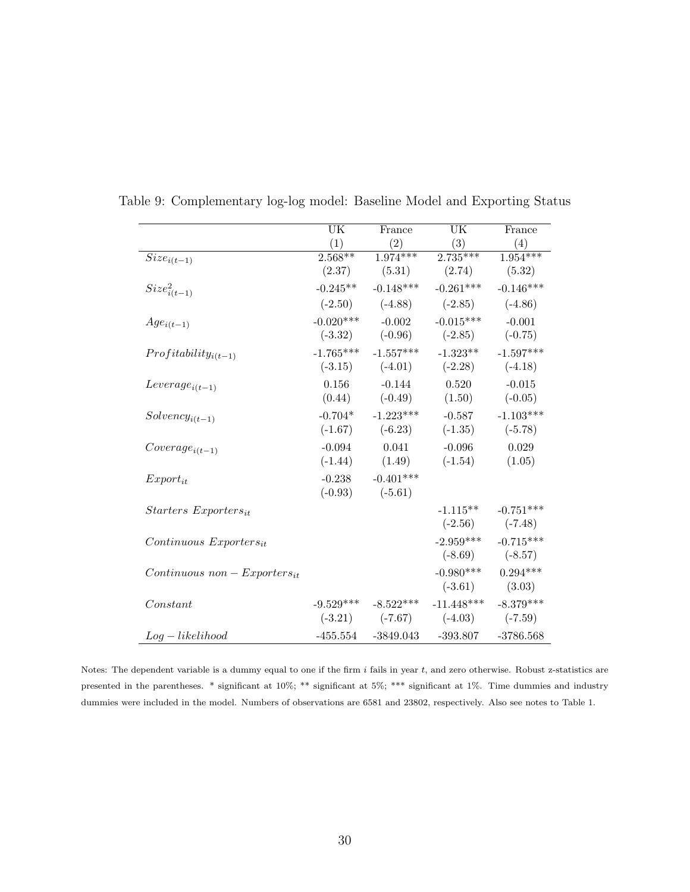Table 9: Complementary log-log model: Baseline Model and Exporting Status

| | UK | France | UK | France |
|---|---|---|---|---|
| | (1) | (2) | (3) | (4) |
| $Size_{i(t-1)}$ | 2.568** | 1.974*** | 2.735*** | 1.954*** |
| | (2.37) | (5.31) | (2.74) | (5.32) |
| $Size^2_{i(t-1)}$ | -0.245** | -0.148*** | -0.261*** | -0.146*** |
| | (-2.50) | (-4.88) | (-2.85) | (-4.86) |
| $Age_{i(t-1)}$ | -0.020*** | -0.002 | -0.015*** | -0.001 |
| | (-3.32) | (-0.96) | (-2.85) | (-0.75) |
| $Profitability_{i(t-1)}$ | -1.765*** | -1.557*** | -1.323** | -1.597*** |
| | (-3.15) | (-4.01) | (-2.28) | (-4.18) |
| $Leverage_{i(t-1)}$ | 0.156 | -0.144 | 0.520 | -0.015 |
| | (0.44) | (-0.49) | (1.50) | (-0.05) |
| $Solvency_{i(t-1)}$ | -0.704* | -1.223*** | -0.587 | -1.103*** |
| | (-1.67) | (-6.23) | (-1.35) | (-5.78) |
| $Coverage_{i(t-1)}$ | -0.094 | 0.041 | -0.096 | 0.029 |
| | (-1.44) | (1.49) | (-1.54) | (1.05) |
| $Export_{it}$ | -0.238 | -0.401*** | | |
| | (-0.93) | (-5.61) | | |
| $Starters\ Exporters_{it}$ | | | -1.115** | -0.751*** |
| | | | (-2.56) | (-7.48) |
| $Continuous\ Exporters_{it}$ | | | -2.959*** | -0.715*** |
| | | | (-8.69) | (-8.57) |
| $Continuous\ non-Exporters_{it}$ | | | -0.980*** | 0.294*** |
| | | | (-3.61) | (3.03) |
| $Constant$ | -9.529*** | -8.522*** | -11.448*** | -8.379*** |
| | (-3.21) | (-7.67) | (-4.03) | (-7.59) |
| $Log-likelihood$ | -455.554 | -3849.043 | -393.807 | -3786.568 |

Notes: The dependent variable is a dummy equal to one if the firm $i$ fails in year $t$, and zero otherwise. Robust z-statistics are presented in the parentheses. * significant at 10%; ** significant at 5%; *** significant at 1%. Time dummies and industry dummies were included in the model. Numbers of observations are 6581 and 23802, respectively. Also see notes to Table 1.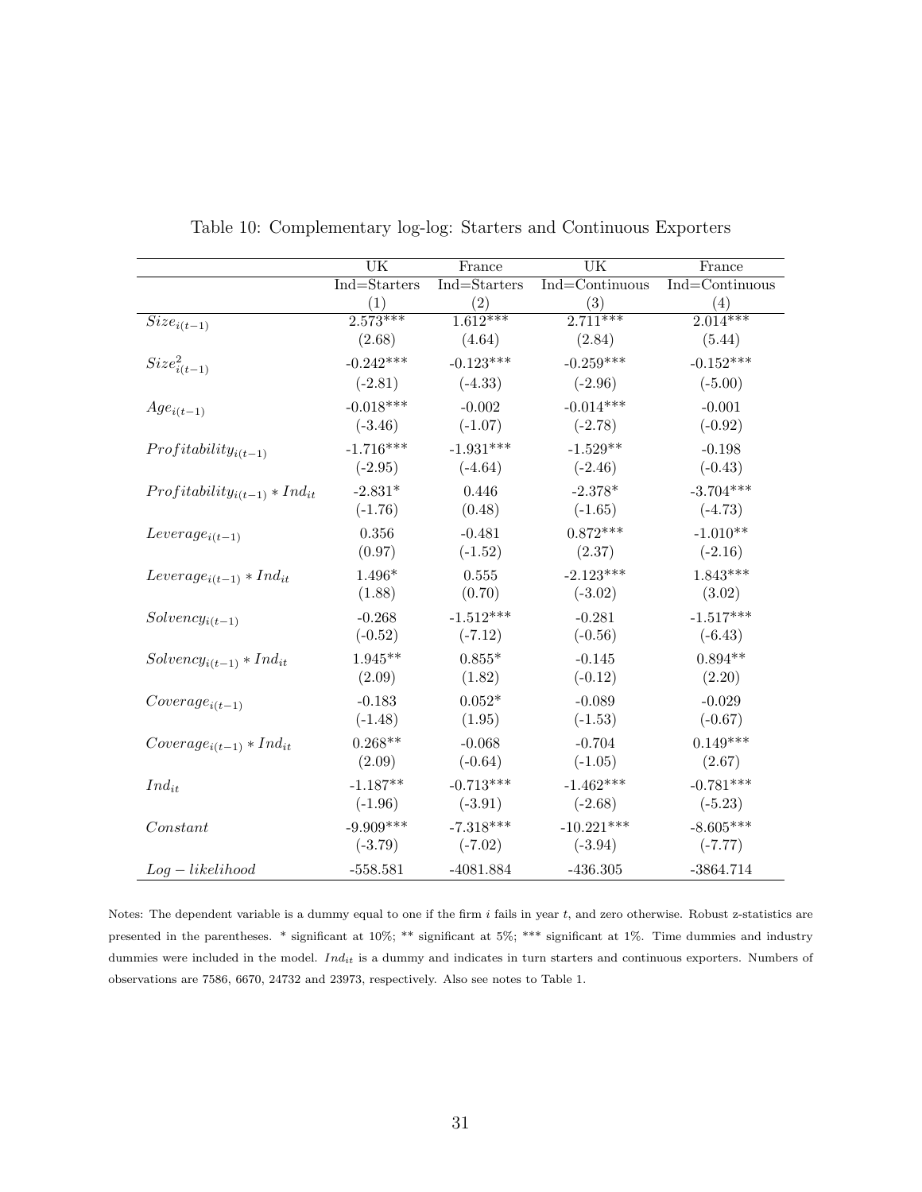Table 10: Complementary log-log: Starters and Continuous Exporters

| | UK | France | UK | France |
|---|---|---|---|---|
| | Ind=Starters | Ind=Starters | Ind=Continuous | Ind=Continuous |
| | (1) | (2) | (3) | (4) |
| $Size_{i(t-1)}$ | 2.573*** | 1.612*** | 2.711*** | 2.014*** |
| | (2.68) | (4.64) | (2.84) | (5.44) |
| $Size^2_{i(t-1)}$ | -0.242*** | -0.123*** | -0.259*** | -0.152*** |
| | (-2.81) | (-4.33) | (-2.96) | (-5.00) |
| $Age_{i(t-1)}$ | -0.018*** | -0.002 | -0.014*** | -0.001 |
| | (-3.46) | (-1.07) | (-2.78) | (-0.92) |
| $Profitability_{i(t-1)}$ | -1.716*** | -1.931*** | -1.529** | -0.198 |
| | (-2.95) | (-4.64) | (-2.46) | (-0.43) |
| $Profitability_{i(t-1)} * Ind_{it}$ | -2.831* | 0.446 | -2.378* | -3.704*** |
| | (-1.76) | (0.48) | (-1.65) | (-4.73) |
| $Leverage_{i(t-1)}$ | 0.356 | -0.481 | 0.872*** | -1.010** |
| | (0.97) | (-1.52) | (2.37) | (-2.16) |
| $Leverage_{i(t-1)} * Ind_{it}$ | 1.496* | 0.555 | -2.123*** | 1.843*** |
| | (1.88) | (0.70) | (-3.02) | (3.02) |
| $Solvency_{i(t-1)}$ | -0.268 | -1.512*** | -0.281 | -1.517*** |
| | (-0.52) | (-7.12) | (-0.56) | (-6.43) |
| $Solvency_{i(t-1)} * Ind_{it}$ | 1.945** | 0.855* | -0.145 | 0.894** |
| | (2.09) | (1.82) | (-0.12) | (2.20) |
| $Coverage_{i(t-1)}$ | -0.183 | 0.052* | -0.089 | -0.029 |
| | (-1.48) | (1.95) | (-1.53) | (-0.67) |
| $Coverage_{i(t-1)} * Ind_{it}$ | 0.268** | -0.068 | -0.704 | 0.149*** |
| | (2.09) | (-0.64) | (-1.05) | (2.67) |
| $Ind_{it}$ | -1.187** | -0.713*** | -1.462*** | -0.781*** |
| | (-1.96) | (-3.91) | (-2.68) | (-5.23) |
| $Constant$ | -9.909*** | -7.318*** | -10.221*** | -8.605*** |
| | (-3.79) | (-7.02) | (-3.94) | (-7.77) |
| $Log-likelihood$ | -558.581 | -4081.884 | -436.305 | -3864.714 |

Notes: The dependent variable is a dummy equal to one if the firm $i$ fails in year $t$, and zero otherwise. Robust z-statistics are presented in the parentheses. * significant at 10%; ** significant at 5%; *** significant at 1%. Time dummies and industry dummies were included in the model. $Ind_{it}$ is a dummy and indicates in turn starters and continuous exporters. Numbers of observations are 7586, 6670, 24732 and 23973, respectively. Also see notes to Table 1.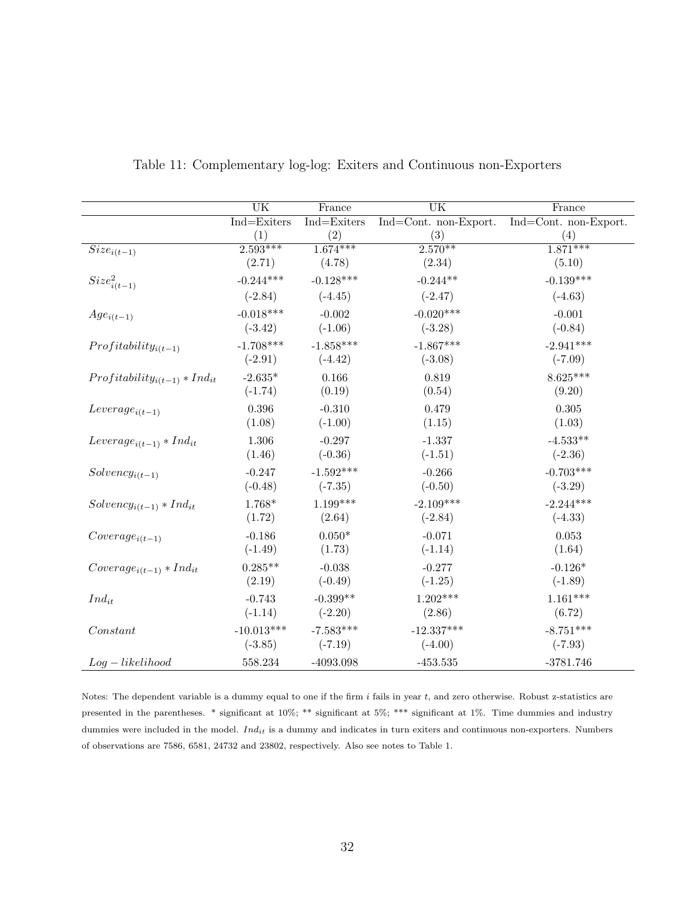Table 11: Complementary log-log: Exiters and Continuous non-Exporters

| | UK | France | UK | France |
|---|---|---|---|---|
| | Ind=Exiters | Ind=Exiters | Ind=Cont. non-Export. | Ind=Cont. non-Export. |
| | (1) | (2) | (3) | (4) |
| $Size_{i(t-1)}$ | 2.593*** | 1.674*** | 2.570** | 1.871*** |
| | (2.71) | (4.78) | (2.34) | (5.10) |
| $Size^2_{i(t-1)}$ | -0.244*** | -0.128*** | -0.244** | -0.139*** |
| | (-2.84) | (-4.45) | (-2.47) | (-4.63) |
| $Age_{i(t-1)}$ | -0.018*** | -0.002 | -0.020*** | -0.001 |
| | (-3.42) | (-1.06) | (-3.28) | (-0.84) |
| $Profitability_{i(t-1)}$ | -1.708*** | -1.858*** | -1.867*** | -2.941*** |
| | (-2.91) | (-4.42) | (-3.08) | (-7.09) |
| $Profitability_{i(t-1)} * Ind_{it}$ | -2.635* | 0.166 | 0.819 | 8.625*** |
| | (-1.74) | (0.19) | (0.54) | (9.20) |
| $Leverage_{i(t-1)}$ | 0.396 | -0.310 | 0.479 | 0.305 |
| | (1.08) | (-1.00) | (1.15) | (1.03) |
| $Leverage_{i(t-1)} * Ind_{it}$ | 1.306 | -0.297 | -1.337 | -4.533** |
| | (1.46) | (-0.36) | (-1.51) | (-2.36) |
| $Solvency_{i(t-1)}$ | -0.247 | -1.592*** | -0.266 | -0.703*** |
| | (-0.48) | (-7.35) | (-0.50) | (-3.29) |
| $Solvency_{i(t-1)} * Ind_{it}$ | 1.768* | 1.199*** | -2.109*** | -2.244*** |
| | (1.72) | (2.64) | (-2.84) | (-4.33) |
| $Coverage_{i(t-1)}$ | -0.186 | 0.050* | -0.071 | 0.053 |
| | (-1.49) | (1.73) | (-1.14) | (1.64) |
| $Coverage_{i(t-1)} * Ind_{it}$ | 0.285** | -0.038 | -0.277 | -0.126* |
| | (2.19) | (-0.49) | (-1.25) | (-1.89) |
| $Ind_{it}$ | -0.743 | -0.399** | 1.202*** | 1.161*** |
| | (-1.14) | (-2.20) | (2.86) | (6.72) |
| $Constant$ | -10.013*** | -7.583*** | -12.337*** | -8.751*** |
| | (-3.85) | (-7.19) | (-4.00) | (-7.93) |
| $Log-likelihood$ | 558.234 | -4093.098 | -453.535 | -3781.746 |

Notes: The dependent variable is a dummy equal to one if the firm $i$ fails in year $t$, and zero otherwise. Robust z-statistics are presented in the parentheses. * significant at 10%; ** significant at 5%; *** significant at 1%. Time dummies and industry dummies were included in the model. $Ind_{it}$ is a dummy and indicates in turn exiters and continuous non-exporters. Numbers of observations are 7586, 6581, 24732 and 23802, respectively. Also see notes to Table 1.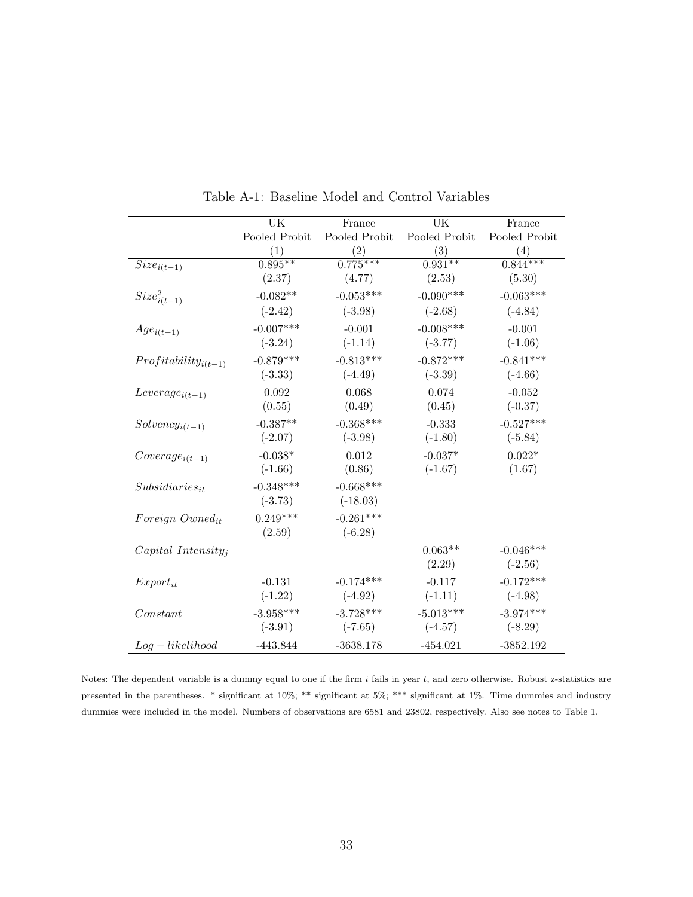Table A-1: Baseline Model and Control Variables

| | UK | France | UK | France |
|---|---|---|---|---|
| | Pooled Probit | Pooled Probit | Pooled Probit | Pooled Probit |
| | (1) | (2) | (3) | (4) |
| $Size_{i(t-1)}$ | 0.895** | 0.775*** | 0.931** | 0.844*** |
| | (2.37) | (4.77) | (2.53) | (5.30) |
| $Size^2_{i(t-1)}$ | -0.082** | -0.053*** | -0.090*** | -0.063*** |
| | (-2.42) | (-3.98) | (-2.68) | (-4.84) |
| $Age_{i(t-1)}$ | -0.007*** | -0.001 | -0.008*** | -0.001 |
| | (-3.24) | (-1.14) | (-3.77) | (-1.06) |
| $Profitability_{i(t-1)}$ | -0.879*** | -0.813*** | -0.872*** | -0.841*** |
| | (-3.33) | (-4.49) | (-3.39) | (-4.66) |
| $Leverage_{i(t-1)}$ | 0.092 | 0.068 | 0.074 | -0.052 |
| | (0.55) | (0.49) | (0.45) | (-0.37) |
| $Solvency_{i(t-1)}$ | -0.387** | -0.368*** | -0.333 | -0.527*** |
| | (-2.07) | (-3.98) | (-1.80) | (-5.84) |
| $Coverage_{i(t-1)}$ | -0.038* | 0.012 | -0.037* | 0.022* |
| | (-1.66) | (0.86) | (-1.67) | (1.67) |
| $Subsidiaries_{it}$ | -0.348*** | -0.668*** | | |
| | (-3.73) | (-18.03) | | |
| $Foreign\ Owned_{it}$ | 0.249*** | -0.261*** | | |
| | (2.59) | (-6.28) | | |
| $Capital\ Intensity_j$ | | | 0.063** | -0.046*** |
| | | | (2.29) | (-2.56) |
| $Export_{it}$ | -0.131 | -0.174*** | -0.117 | -0.172*** |
| | (-1.22) | (-4.92) | (-1.11) | (-4.98) |
| $Constant$ | -3.958*** | -3.728*** | -5.013*** | -3.974*** |
| | (-3.91) | (-7.65) | (-4.57) | (-8.29) |
| $Log-likelihood$ | -443.844 | -3638.178 | -454.021 | -3852.192 |

Notes: The dependent variable is a dummy equal to one if the firm $i$ fails in year $t$, and zero otherwise. Robust z-statistics are presented in the parentheses. * significant at 10%; ** significant at 5%; *** significant at 1%. Time dummies and industry dummies were included in the model. Numbers of observations are 6581 and 23802, respectively. Also see notes to Table 1.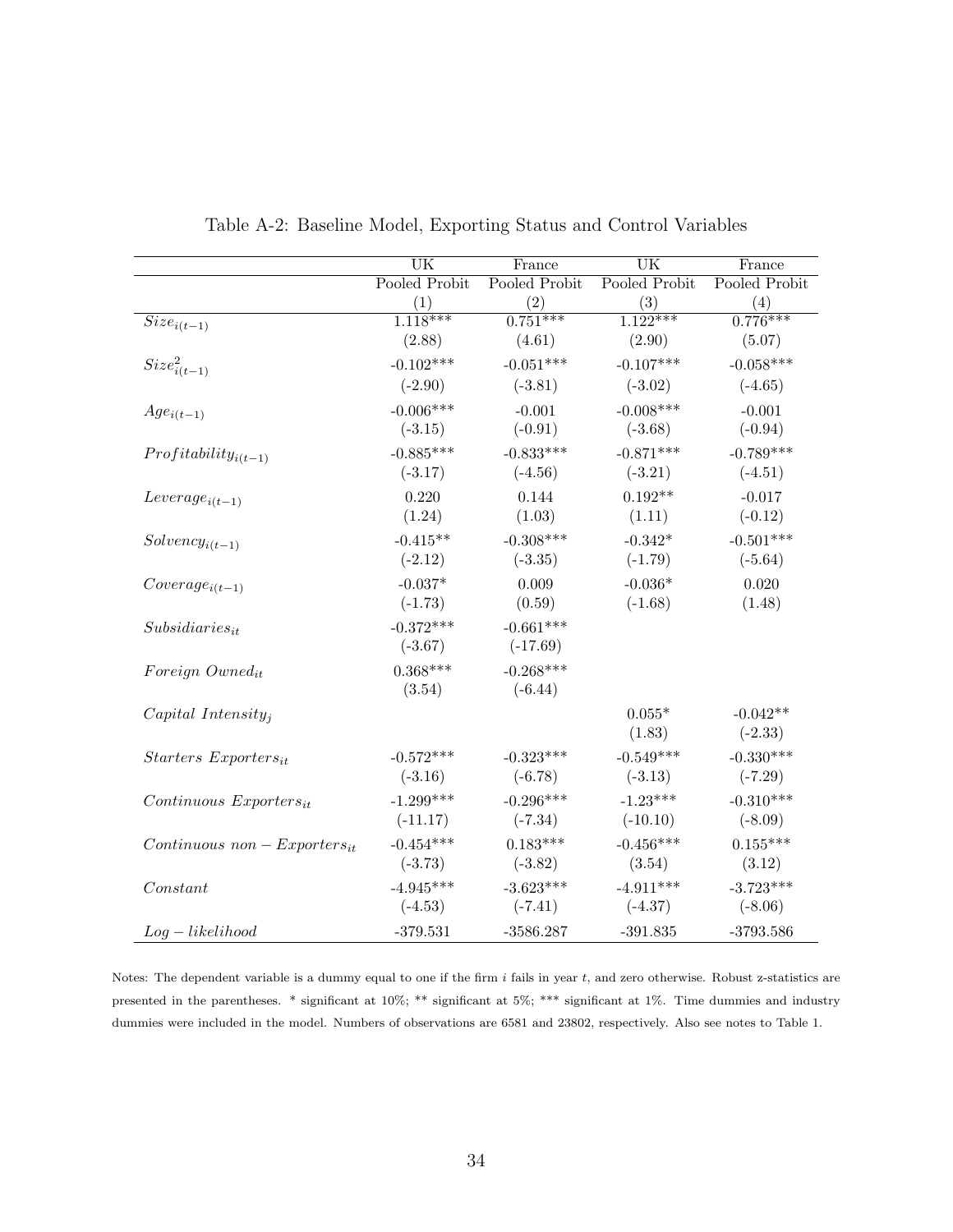Table A-2: Baseline Model, Exporting Status and Control Variables

| | UK | France | UK | France |
|---|---|---|---|---|
| | Pooled Probit | Pooled Probit | Pooled Probit | Pooled Probit |
| | (1) | (2) | (3) | (4) |
| $Size_{i(t-1)}$ | 1.118*** | 0.751*** | 1.122*** | 0.776*** |
| | (2.88) | (4.61) | (2.90) | (5.07) |
| $Size^2_{i(t-1)}$ | -0.102*** | -0.051*** | -0.107*** | -0.058*** |
| | (-2.90) | (-3.81) | (-3.02) | (-4.65) |
| $Age_{i(t-1)}$ | -0.006*** | -0.001 | -0.008*** | -0.001 |
| | (-3.15) | (-0.91) | (-3.68) | (-0.94) |
| $Profitability_{i(t-1)}$ | -0.885*** | -0.833*** | -0.871*** | -0.789*** |
| | (-3.17) | (-4.56) | (-3.21) | (-4.51) |
| $Leverage_{i(t-1)}$ | 0.220 | 0.144 | 0.192** | -0.017 |
| | (1.24) | (1.03) | (1.11) | (-0.12) |
| $Solvency_{i(t-1)}$ | -0.415** | -0.308*** | -0.342* | -0.501*** |
| | (-2.12) | (-3.35) | (-1.79) | (-5.64) |
| $Coverage_{i(t-1)}$ | -0.037* | 0.009 | -0.036* | 0.020 |
| | (-1.73) | (0.59) | (-1.68) | (1.48) |
| $Subsidiaries_{it}$ | -0.372*** | -0.661*** | | |
| | (-3.67) | (-17.69) | | |
| $Foreign\ Owned_{it}$ | 0.368*** | -0.268*** | | |
| | (3.54) | (-6.44) | | |
| $Capital\ Intensity_j$ | | | 0.055* | -0.042** |
| | | | (1.83) | (-2.33) |
| $Starters\ Exporters_{it}$ | -0.572*** | -0.323*** | -0.549*** | -0.330*** |
| | (-3.16) | (-6.78) | (-3.13) | (-7.29) |
| $Continuous\ Exporters_{it}$ | -1.299*** | -0.296*** | -1.23*** | -0.310*** |
| | (-11.17) | (-7.34) | (-10.10) | (-8.09) |
| $Continuous\ non-Exporters_{it}$ | -0.454*** | 0.183*** | -0.456*** | 0.155*** |
| | (-3.73) | (-3.82) | (3.54) | (3.12) |
| $Constant$ | -4.945*** | -3.623*** | -4.911*** | -3.723*** |
| | (-4.53) | (-7.41) | (-4.37) | (-8.06) |
| $Log-likelihood$ | -379.531 | -3586.287 | -391.835 | -3793.586 |

Notes: The dependent variable is a dummy equal to one if the firm $i$ fails in year $t$, and zero otherwise. Robust z-statistics are presented in the parentheses. * significant at 10%; ** significant at 5%; *** significant at 1%. Time dummies and industry dummies were included in the model. Numbers of observations are 6581 and 23802, respectively. Also see notes to Table 1.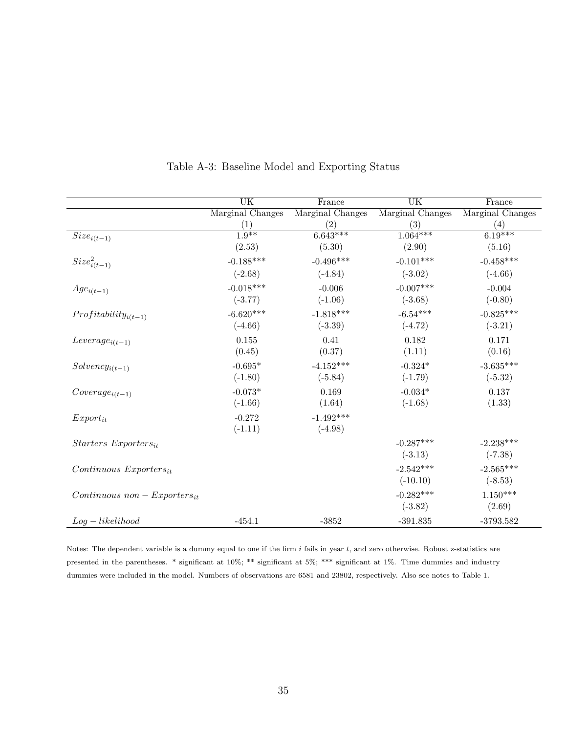Table A-3: Baseline Model and Exporting Status

| | UK | France | UK | France |
|---|---|---|---|---|
| | Marginal Changes | Marginal Changes | Marginal Changes | Marginal Changes |
| | (1) | (2) | (3) | (4) |
| $Size_{i(t-1)}$ | 1.9** | 6.643*** | 1.064*** | 6.19*** |
| | (2.53) | (5.30) | (2.90) | (5.16) |
| $Size^2_{i(t-1)}$ | -0.188*** | -0.496*** | -0.101*** | -0.458*** |
| | (-2.68) | (-4.84) | (-3.02) | (-4.66) |
| $Age_{i(t-1)}$ | -0.018*** | -0.006 | -0.007*** | -0.004 |
| | (-3.77) | (-1.06) | (-3.68) | (-0.80) |
| $Profitability_{i(t-1)}$ | -6.620*** | -1.818*** | -6.54*** | -0.825*** |
| | (-4.66) | (-3.39) | (-4.72) | (-3.21) |
| $Leverage_{i(t-1)}$ | 0.155 | 0.41 | 0.182 | 0.171 |
| | (0.45) | (0.37) | (1.11) | (0.16) |
| $Solvency_{i(t-1)}$ | -0.695* | -4.152*** | -0.324* | -3.635*** |
| | (-1.80) | (-5.84) | (-1.79) | (-5.32) |
| $Coverage_{i(t-1)}$ | -0.073* | 0.169 | -0.034* | 0.137 |
| | (-1.66) | (1.64) | (-1.68) | (1.33) |
| $Export_{it}$ | -0.272 | -1.492*** | | |
| | (-1.11) | (-4.98) | | |
| $Starters\ Exporters_{it}$ | | | -0.287*** | -2.238*** |
| | | | (-3.13) | (-7.38) |
| $Continuous\ Exporters_{it}$ | | | -2.542*** | -2.565*** |
| | | | (-10.10) | (-8.53) |
| $Continuous\ non-Exporters_{it}$ | | | -0.282*** | 1.150*** |
| | | | (-3.82) | (2.69) |
| $Log-likelihood$ | -454.1 | -3852 | -391.835 | -3793.582 |

Notes: The dependent variable is a dummy equal to one if the firm $i$ fails in year $t$, and zero otherwise. Robust z-statistics are presented in the parentheses. * significant at 10%; ** significant at 5%; *** significant at 1%. Time dummies and industry dummies were included in the model. Numbers of observations are 6581 and 23802, respectively. Also see notes to Table 1.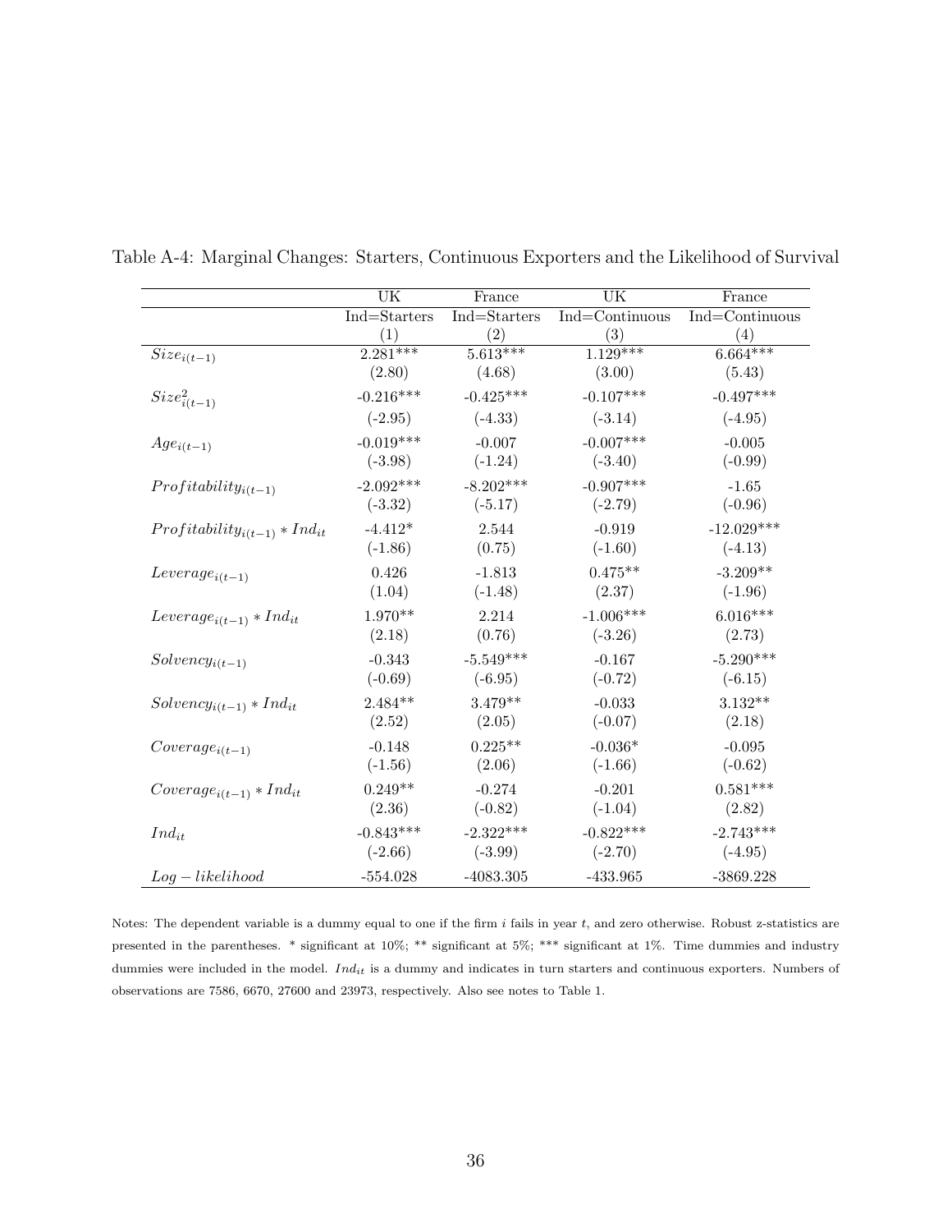Table A-4: Marginal Changes: Starters, Continuous Exporters and the Likelihood of Survival

| | UK | France | UK | France |
|---|---|---|---|---|
| | Ind=Starters | Ind=Starters | Ind=Continuous | Ind=Continuous |
| | (1) | (2) | (3) | (4) |
| $Size_{i(t-1)}$ | 2.281*** | 5.613*** | 1.129*** | 6.664*** |
| | (2.80) | (4.68) | (3.00) | (5.43) |
| $Size^2_{i(t-1)}$ | -0.216*** | -0.425*** | -0.107*** | -0.497*** |
| | (-2.95) | (-4.33) | (-3.14) | (-4.95) |
| $Age_{i(t-1)}$ | -0.019*** | -0.007 | -0.007*** | -0.005 |
| | (-3.98) | (-1.24) | (-3.40) | (-0.99) |
| $Profitability_{i(t-1)}$ | -2.092*** | -8.202*** | -0.907*** | -1.65 |
| | (-3.32) | (-5.17) | (-2.79) | (-0.96) |
| $Profitability_{i(t-1)} * Ind_{it}$ | -4.412* | 2.544 | -0.919 | -12.029*** |
| | (-1.86) | (0.75) | (-1.60) | (-4.13) |
| $Leverage_{i(t-1)}$ | 0.426 | -1.813 | 0.475** | -3.209** |
| | (1.04) | (-1.48) | (2.37) | (-1.96) |
| $Leverage_{i(t-1)} * Ind_{it}$ | 1.970** | 2.214 | -1.006*** | 6.016*** |
| | (2.18) | (0.76) | (-3.26) | (2.73) |
| $Solvency_{i(t-1)}$ | -0.343 | -5.549*** | -0.167 | -5.290*** |
| | (-0.69) | (-6.95) | (-0.72) | (-6.15) |
| $Solvency_{i(t-1)} * Ind_{it}$ | 2.484** | 3.479** | -0.033 | 3.132** |
| | (2.52) | (2.05) | (-0.07) | (2.18) |
| $Coverage_{i(t-1)}$ | -0.148 | 0.225** | -0.036* | -0.095 |
| | (-1.56) | (2.06) | (-1.66) | (-0.62) |
| $Coverage_{i(t-1)} * Ind_{it}$ | 0.249** | -0.274 | -0.201 | 0.581*** |
| | (2.36) | (-0.82) | (-1.04) | (2.82) |
| $Ind_{it}$ | -0.843*** | -2.322*** | -0.822*** | -2.743*** |
| | (-2.66) | (-3.99) | (-2.70) | (-4.95) |
| $Log-likelihood$ | -554.028 | -4083.305 | -433.965 | -3869.228 |

Notes: The dependent variable is a dummy equal to one if the firm $i$ fails in year $t$, and zero otherwise. Robust z-statistics are presented in the parentheses. * significant at 10%; ** significant at 5%; *** significant at 1%. Time dummies and industry dummies were included in the model. $Ind_{it}$ is a dummy and indicates in turn starters and continuous exporters. Numbers of observations are 7586, 6670, 27600 and 23973, respectively. Also see notes to Table 1.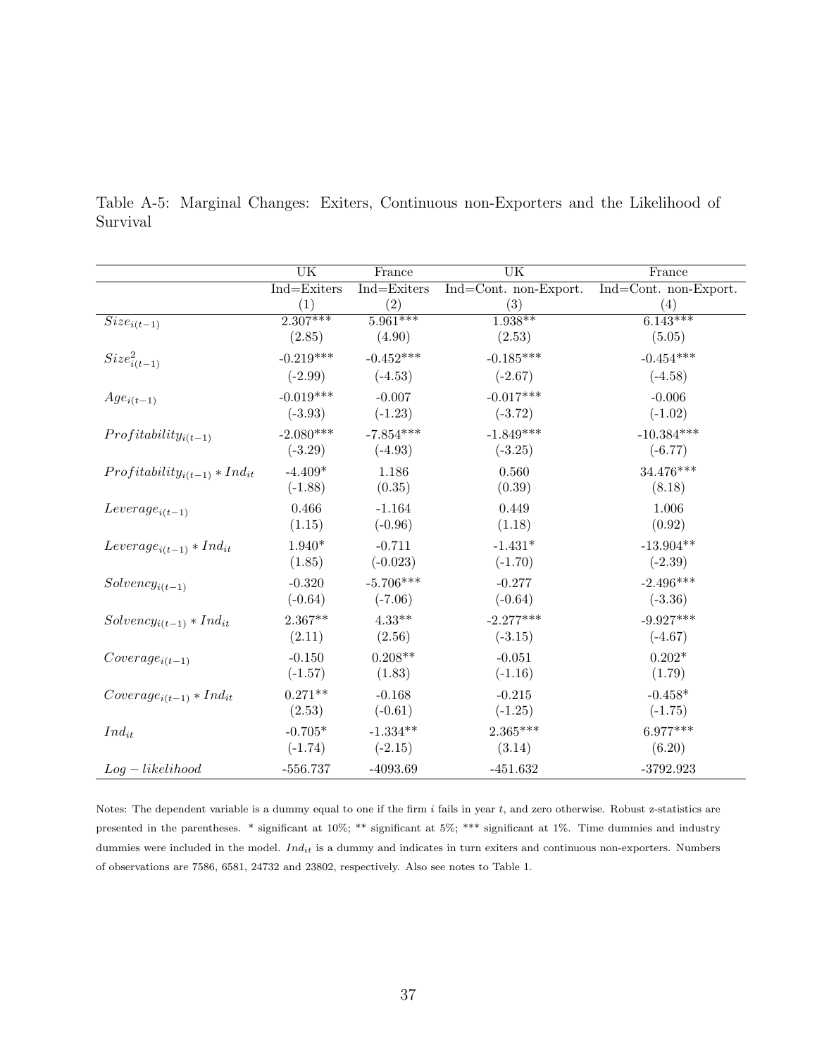Table A-5: Marginal Changes: Exiters, Continuous non-Exporters and the Likelihood of Survival

| | UK | France | UK | France |
|---|---|---|---|---|
| | Ind=Exiters | Ind=Exiters | Ind=Cont. non-Export. | Ind=Cont. non-Export. |
| | (1) | (2) | (3) | (4) |
| $Size_{i(t-1)}$ | 2.307*** | 5.961*** | 1.938** | 6.143*** |
| | (2.85) | (4.90) | (2.53) | (5.05) |
| $Size^2_{i(t-1)}$ | -0.219*** | -0.452*** | -0.185*** | -0.454*** |
| | (-2.99) | (-4.53) | (-2.67) | (-4.58) |
| $Age_{i(t-1)}$ | -0.019*** | -0.007 | -0.017*** | -0.006 |
| | (-3.93) | (-1.23) | (-3.72) | (-1.02) |
| $Profitability_{i(t-1)}$ | -2.080*** | -7.854*** | -1.849*** | -10.384*** |
| | (-3.29) | (-4.93) | (-3.25) | (-6.77) |
| $Profitability_{i(t-1)} * Ind_{it}$ | -4.409* | 1.186 | 0.560 | 34.476*** |
| | (-1.88) | (0.35) | (0.39) | (8.18) |
| $Leverage_{i(t-1)}$ | 0.466 | -1.164 | 0.449 | 1.006 |
| | (1.15) | (-0.96) | (1.18) | (0.92) |
| $Leverage_{i(t-1)} * Ind_{it}$ | 1.940* | -0.711 | -1.431* | -13.904** |
| | (1.85) | (-0.023) | (-1.70) | (-2.39) |
| $Solvency_{i(t-1)}$ | -0.320 | -5.706*** | -0.277 | -2.496*** |
| | (-0.64) | (-7.06) | (-0.64) | (-3.36) |
| $Solvency_{i(t-1)} * Ind_{it}$ | 2.367** | 4.33** | -2.277*** | -9.927*** |
| | (2.11) | (2.56) | (-3.15) | (-4.67) |
| $Coverage_{i(t-1)}$ | -0.150 | 0.208** | -0.051 | 0.202* |
| | (-1.57) | (1.83) | (-1.16) | (1.79) |
| $Coverage_{i(t-1)} * Ind_{it}$ | 0.271** | -0.168 | -0.215 | -0.458* |
| | (2.53) | (-0.61) | (-1.25) | (-1.75) |
| $Ind_{it}$ | -0.705* | -1.334** | 2.365*** | 6.977*** |
| | (-1.74) | (-2.15) | (3.14) | (6.20) |
| $Log-likelihood$ | -556.737 | -4093.69 | -451.632 | -3792.923 |

Notes: The dependent variable is a dummy equal to one if the firm $i$ fails in year $t$, and zero otherwise. Robust z-statistics are presented in the parentheses. * significant at 10%; ** significant at 5%; *** significant at 1%. Time dummies and industry dummies were included in the model. $Ind_{it}$ is a dummy and indicates in turn exiters and continuous non-exporters. Numbers of observations are 7586, 6581, 24732 and 23802, respectively. Also see notes to Table 1.